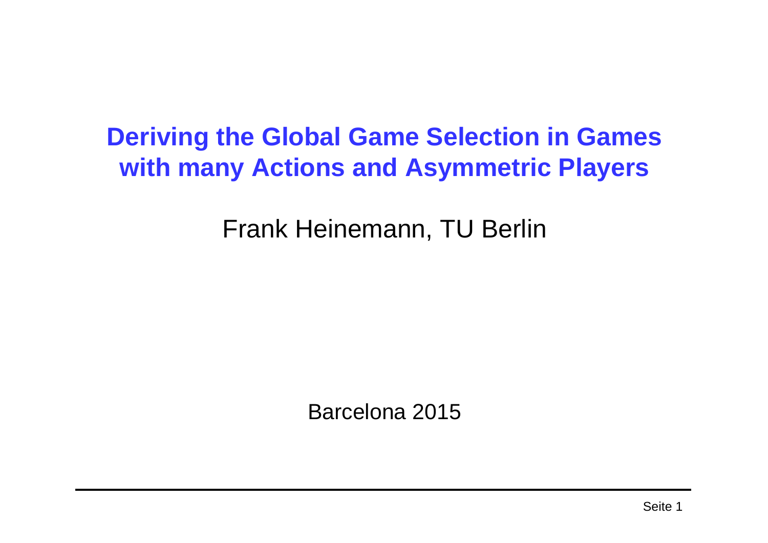# Deriving the Global Game Selection in Games with many Actions and Asymmetric Players

Frank Heinemann, TU Berlin

Barcelona 2015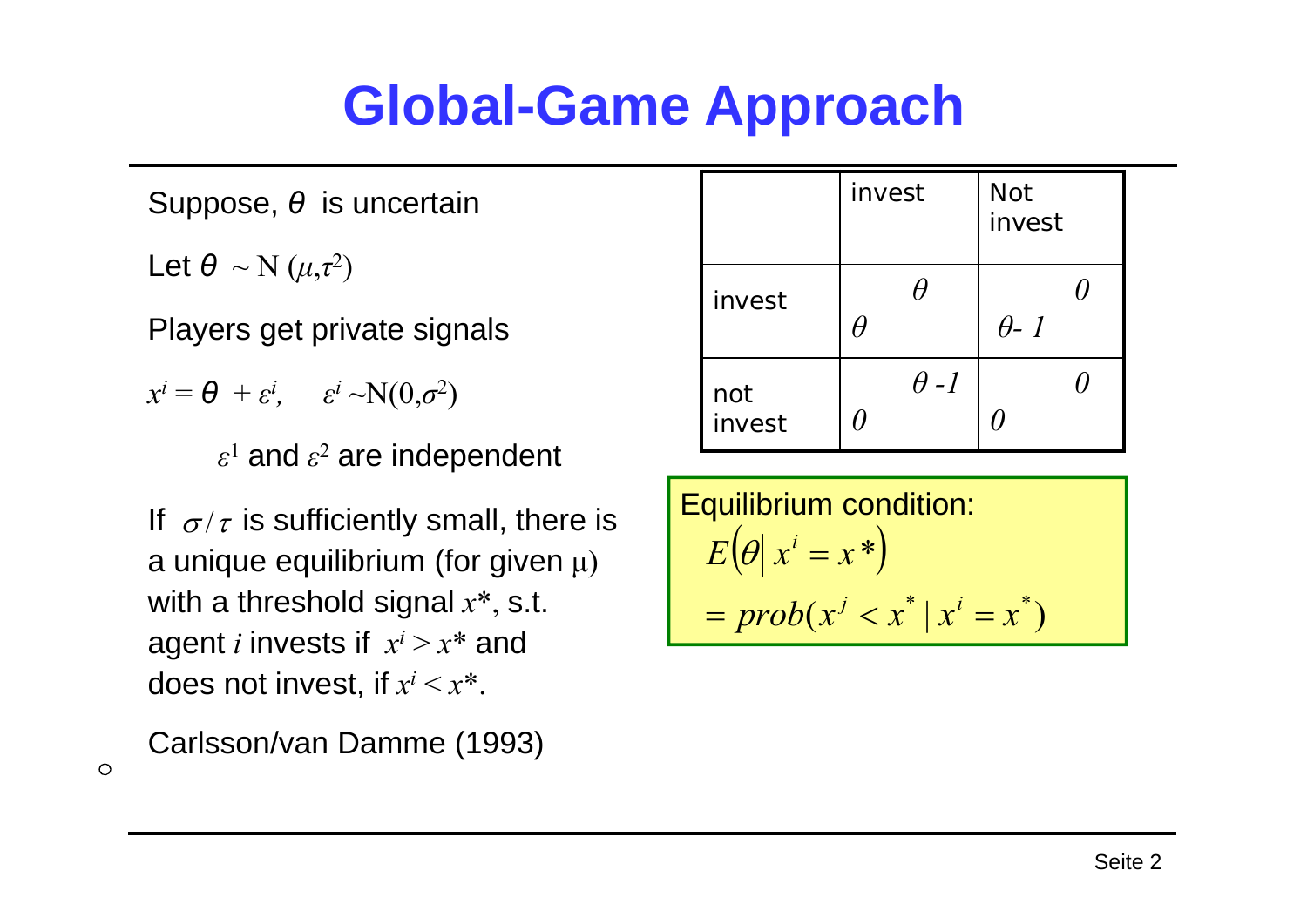# Global-Game Approach

Suppose, $\theta$ is uncertain

Let $\theta \sim \mathrm{N}(\mu,\tau^2)$

Players get private signals

$x^i = \theta + \varepsilon^i, \quad \varepsilon^i \sim \mathrm{N}(0,\sigma^2)$

$\varepsilon^1$ and $\varepsilon^2$ are independent

If $\sigma/\tau$ is sufficiently small, there is a unique equilibrium (for given $\mu$) with a threshold signal $x^*$, s.t. agent $i$ invests if $x^i > x^*$ and does not invest, if $x^i < x^*$.

Carlsson/van Damme (1993)

| | invest | Not invest |
|---|---|---|
| invest | $\theta$ / $\theta$ | $\theta - 1$ / $0$ |
| not invest | $0$ / $\theta - 1$ | $0$ / $0$ |

**Equilibrium condition:**

$$E\left(\theta \middle| x^i = x^*\right) = prob(x^j < x^* \mid x^i = x^*)$$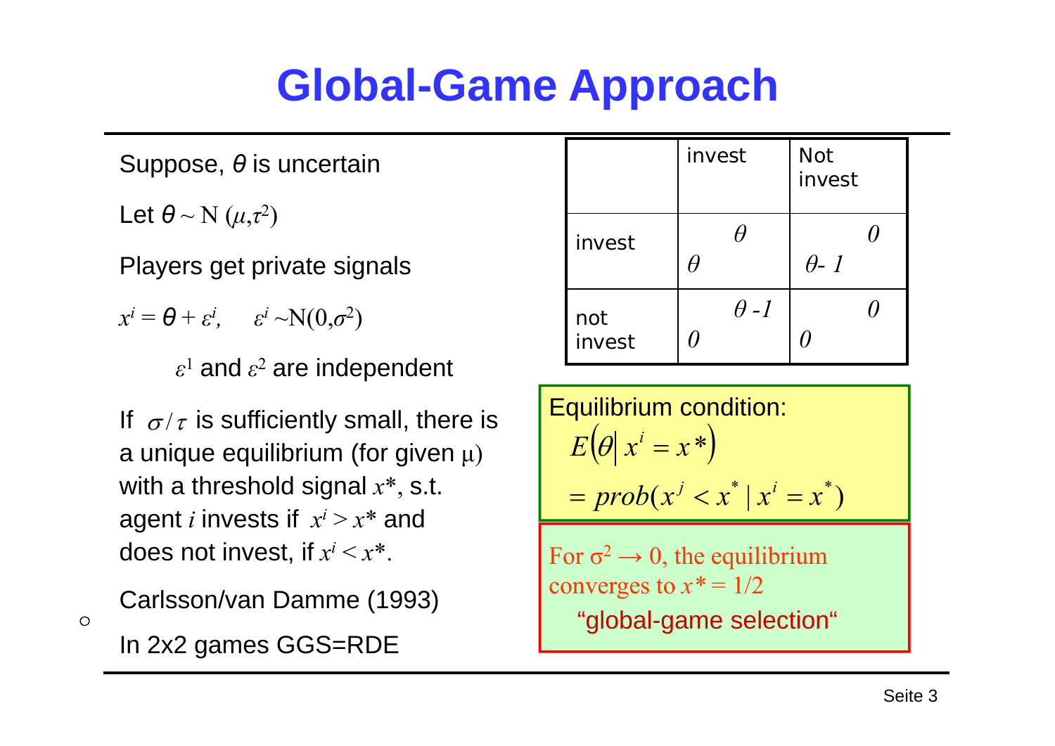# Global-Game Approach

Suppose, $\theta$ is uncertain

Let $\theta \sim \mathrm{N}(\mu,\tau^2)$

Players get private signals

$x^i = \theta + \varepsilon^i, \quad \varepsilon^i \sim \mathrm{N}(0,\sigma^2)$

$\varepsilon^1$ and $\varepsilon^2$ are independent

If $\sigma/\tau$ is sufficiently small, there is a unique equilibrium (for given $\mu$) with a threshold signal $x^*$, s.t. agent $i$ invests if $x^i > x^*$ and does not invest, if $x^i < x^*$.

Carlsson/van Damme (1993)

In 2x2 games GGS=RDE

| | invest | Not invest |
|---|---|---|
| invest | $\theta$ ; $\theta$ | $\theta - 1$ ; $0$ |
| not invest | $0$ ; $\theta - 1$ | $0$ ; $0$ |

Equilibrium condition:

$$E\left(\theta \middle| x^i = x^*\right) = prob(x^j < x^* \mid x^i = x^*)$$

For $\sigma^2 \to 0$, the equilibrium converges to $x^* = 1/2$

"global-game selection"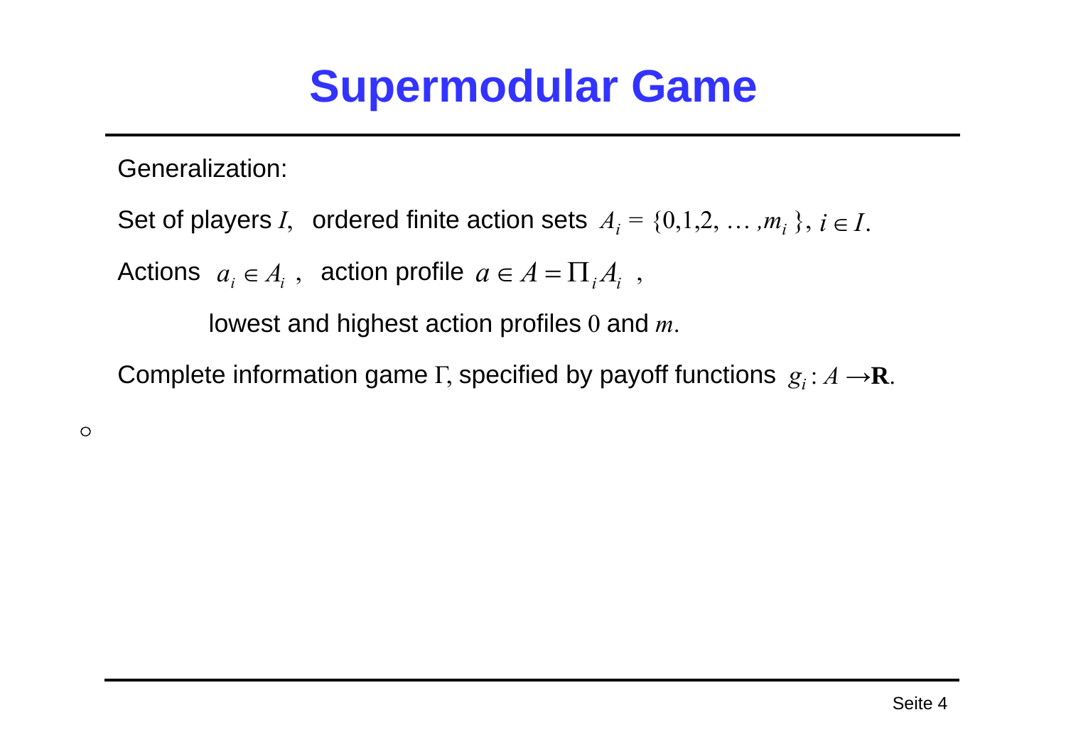# Supermodular Game

Generalization:

Set of players $I$, ordered finite action sets $A_i = \{0,1,2, \ldots ,m_i\}$, $i \in I$.

Actions $a_i \in A_i$ , action profile $a \in A = \Pi_i A_i$ ,

lowest and highest action profiles $0$ and $m$.

Complete information game $\Gamma$, specified by payoff functions $g_i : A \rightarrow \mathbf{R}$.

○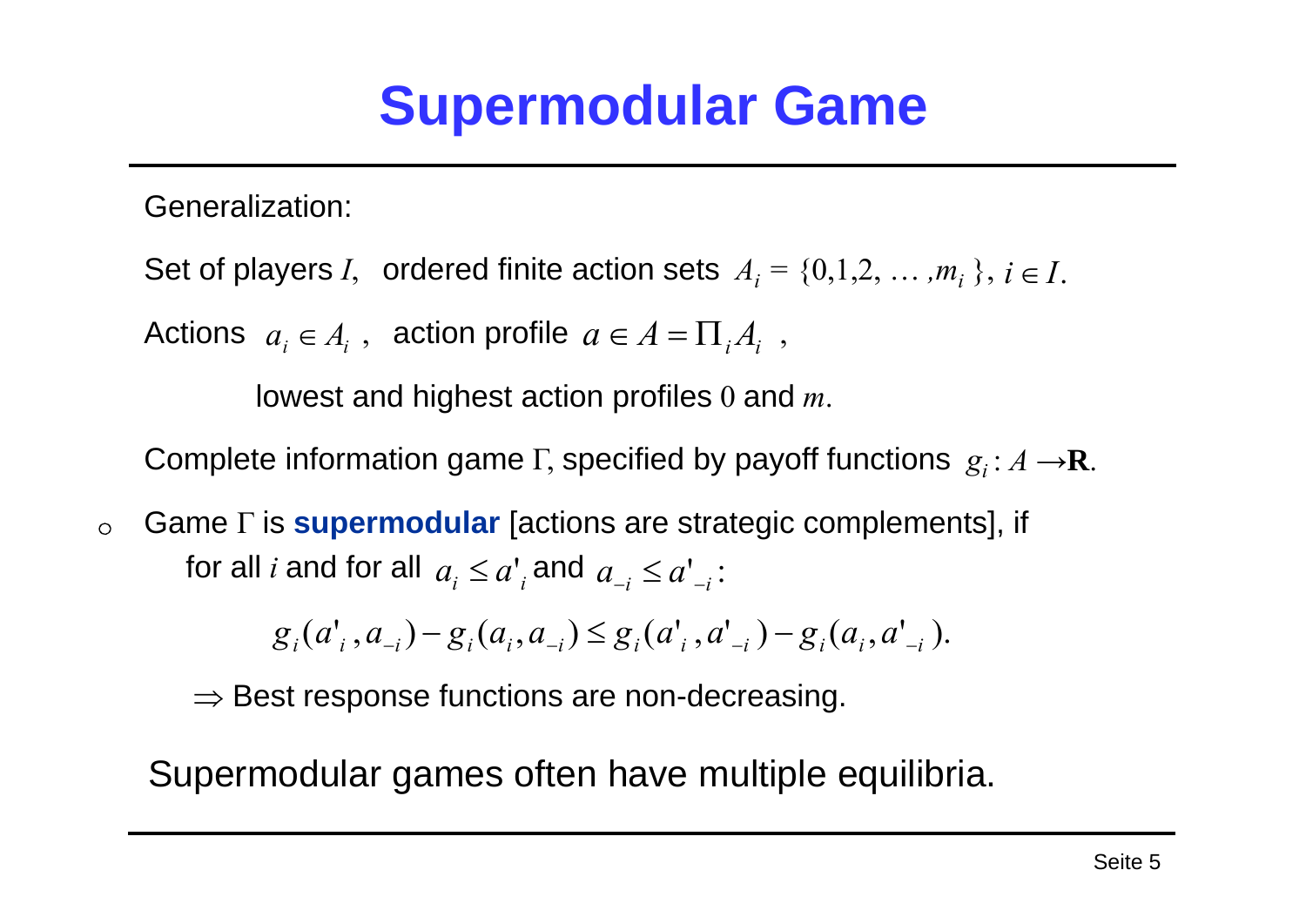# Supermodular Game

Generalization:

Set of players $I$, ordered finite action sets $A_i = \{0,1,2, \dots ,m_i\}$, $i \in I$.

Actions $a_i \in A_i$ , action profile $a \in A = \Pi_i A_i$ ,

lowest and highest action profiles $0$ and $m$.

Complete information game $\Gamma$, specified by payoff functions $g_i : A \rightarrow \mathbf{R}$.

- Game $\Gamma$ is **supermodular** [actions are strategic complements], if for all $i$ and for all $a_i \leq a'_i$ and $a_{-i} \leq a'_{-i}$:

$$g_i(a'_i, a_{-i}) - g_i(a_i, a_{-i}) \leq g_i(a'_i, a'_{-i}) - g_i(a_i, a'_{-i}).$$

$\Rightarrow$ Best response functions are non-decreasing.

Supermodular games often have multiple equilibria.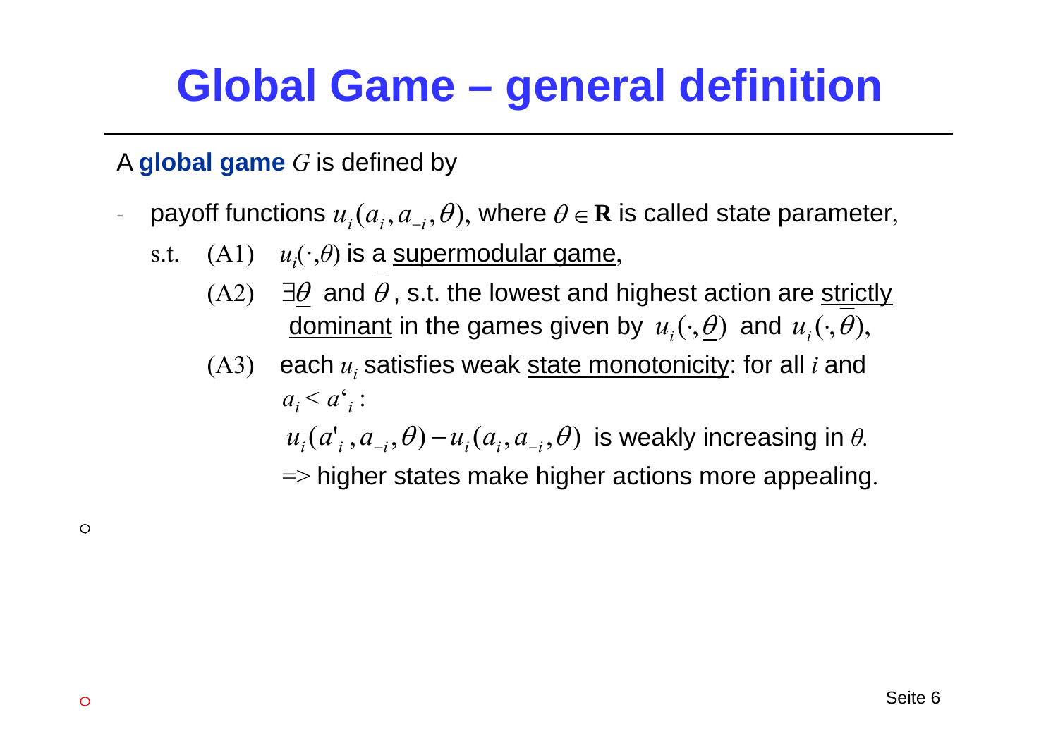# Global Game – general definition

A **global game** $G$ is defined by

- payoff functions $u_i(a_i, a_{-i}, \theta)$, where $\theta \in \mathbf{R}$ is called state parameter,

  s.t. (A1) $u_i(\cdot,\theta)$ is a supermodular game,

  (A2) $\exists \underline{\theta}$ and $\overline{\theta}$, s.t. the lowest and highest action are strictly dominant in the games given by $u_i(\cdot,\underline{\theta})$ and $u_i(\cdot,\overline{\theta})$,

  (A3) each $u_i$ satisfies weak state monotonicity: for all $i$ and $a_i < a'_i$ :

  $u_i(a'_i, a_{-i}, \theta) - u_i(a_i, a_{-i}, \theta)$ is weakly increasing in $\theta$.

  => higher states make higher actions more appealing.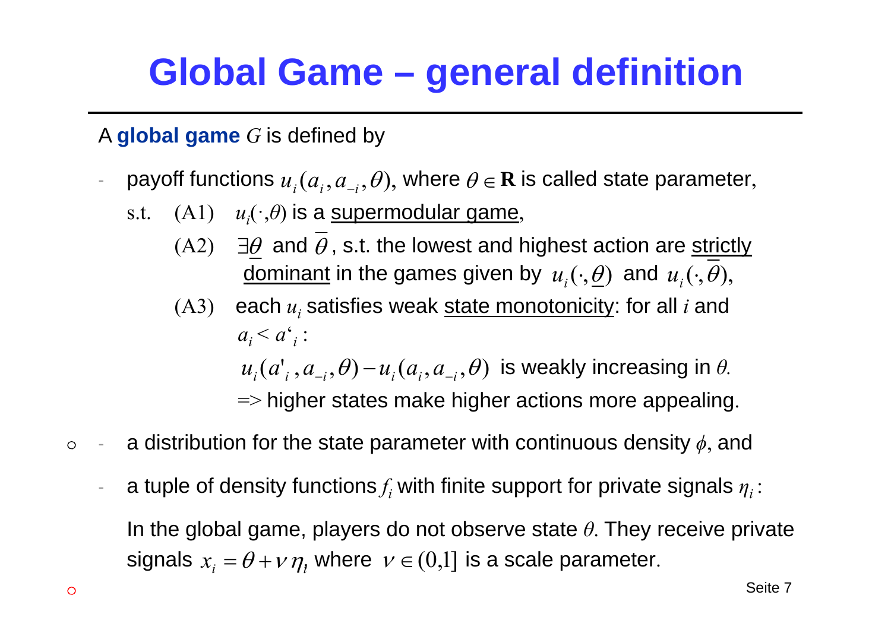# Global Game – general definition

A **global game** $G$ is defined by

- payoff functions $u_i(a_i, a_{-i}, \theta)$, where $\theta \in \mathbf{R}$ is called state parameter,

  s.t. (A1) $u_i(\cdot, \theta)$ is a <u>supermodular game</u>,

  (A2) $\exists \underline{\theta}$ and $\overline{\theta}$, s.t. the lowest and highest action are <u>strictly dominant</u> in the games given by $u_i(\cdot, \underline{\theta})$ and $u_i(\cdot, \overline{\theta})$,

  (A3) each $u_i$ satisfies weak <u>state monotonicity</u>: for all $i$ and $a_i < a'_i$:

  $u_i(a'_i, a_{-i}, \theta) - u_i(a_i, a_{-i}, \theta)$ is weakly increasing in $\theta$.

  => higher states make higher actions more appealing.

- a distribution for the state parameter with continuous density $\phi$, and

- a tuple of density functions $f_i$ with finite support for private signals $\eta_i$:

  In the global game, players do not observe state $\theta$. They receive private signals $x_i = \theta + \nu\, \eta_i$, where $\nu \in (0,1]$ is a scale parameter.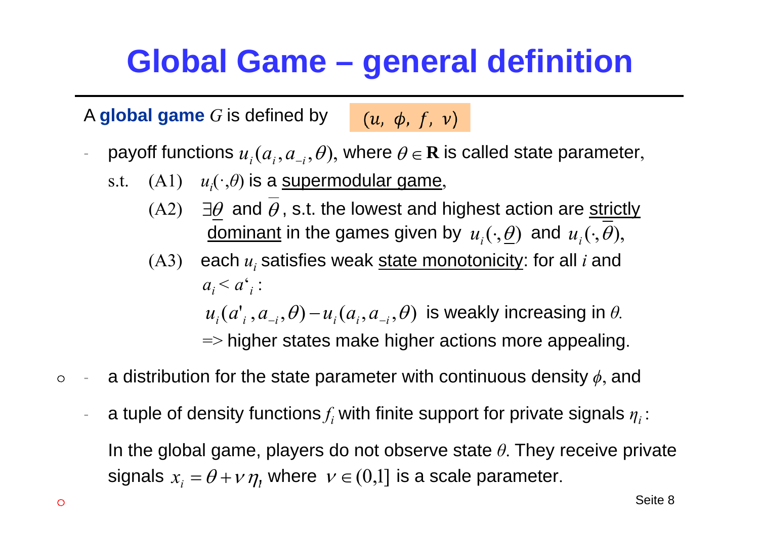# Global Game – general definition

A **global game** $G$ is defined by $(u,\ \phi,\ f,\ \nu)$

- payoff functions $u_i(a_i, a_{-i}, \theta)$, where $\theta \in \mathbf{R}$ is called state parameter,

  s.t. (A1) $u_i(\cdot,\theta)$ is a <u>supermodular game</u>,

  (A2) $\exists \underline{\theta}$ and $\overline{\theta}$, s.t. the lowest and highest action are <u>strictly dominant</u> in the games given by $u_i(\cdot,\underline{\theta})$ and $u_i(\cdot,\overline{\theta})$,

  (A3) each $u_i$ satisfies weak <u>state monotonicity</u>: for all $i$ and $a_i < a'_i$:

  $u_i(a'_i, a_{-i}, \theta) - u_i(a_i, a_{-i}, \theta)$ is weakly increasing in $\theta$.

  => higher states make higher actions more appealing.

- a distribution for the state parameter with continuous density $\phi$, and

- a tuple of density functions $f_i$ with finite support for private signals $\eta_i$:

  In the global game, players do not observe state $\theta$. They receive private signals $x_i = \theta + \nu\,\eta_i$, where $\nu \in (0,1]$ is a scale parameter.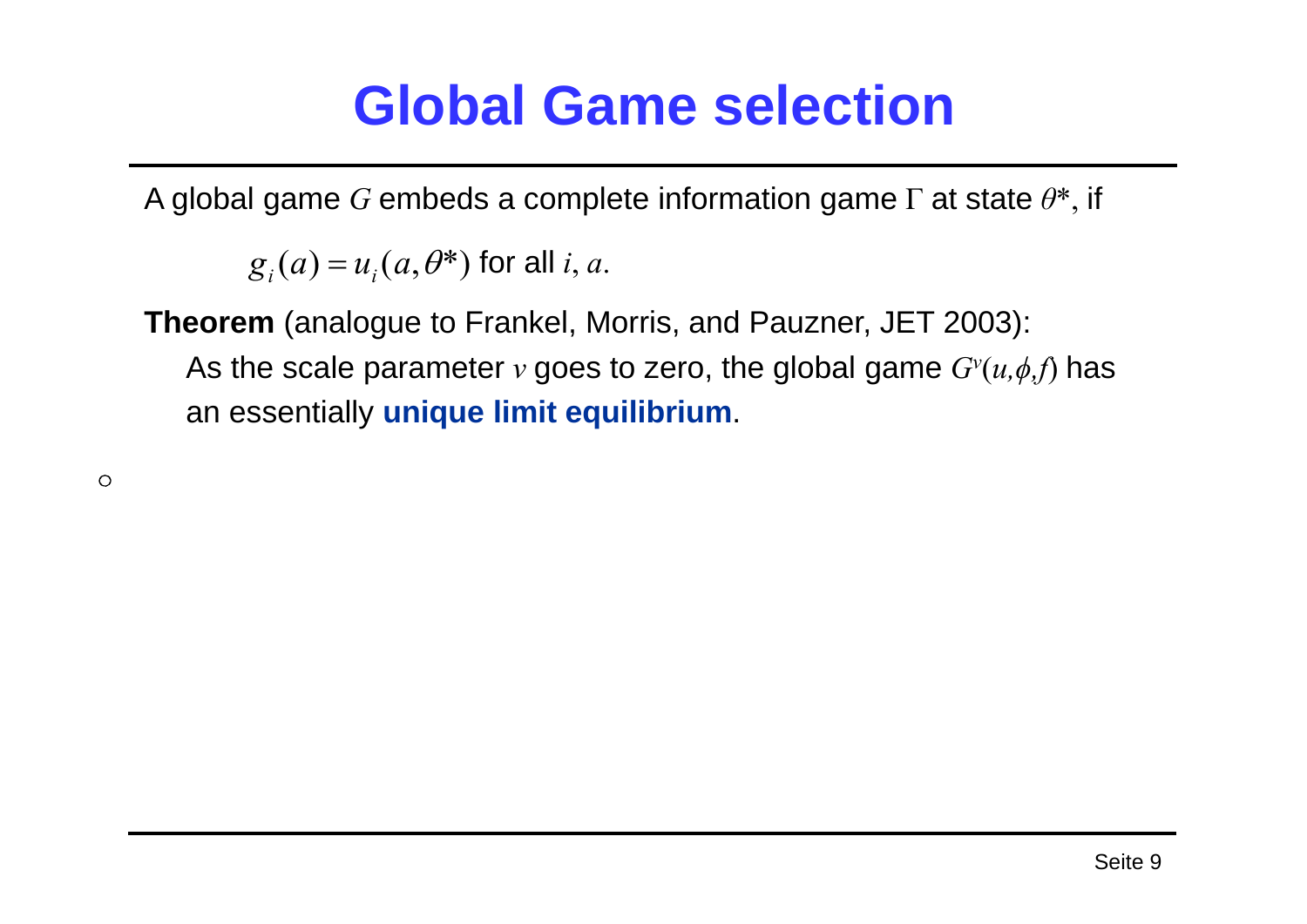# Global Game selection

A global game $G$ embeds a complete information game $\Gamma$ at state $\theta^*$, if

$$g_i(a) = u_i(a, \theta^*) \text{ for all } i, a.$$

**Theorem** (analogue to Frankel, Morris, and Pauzner, JET 2003):

As the scale parameter $v$ goes to zero, the global game $G^v(u,\phi,f)$ has an essentially **unique limit equilibrium**.

○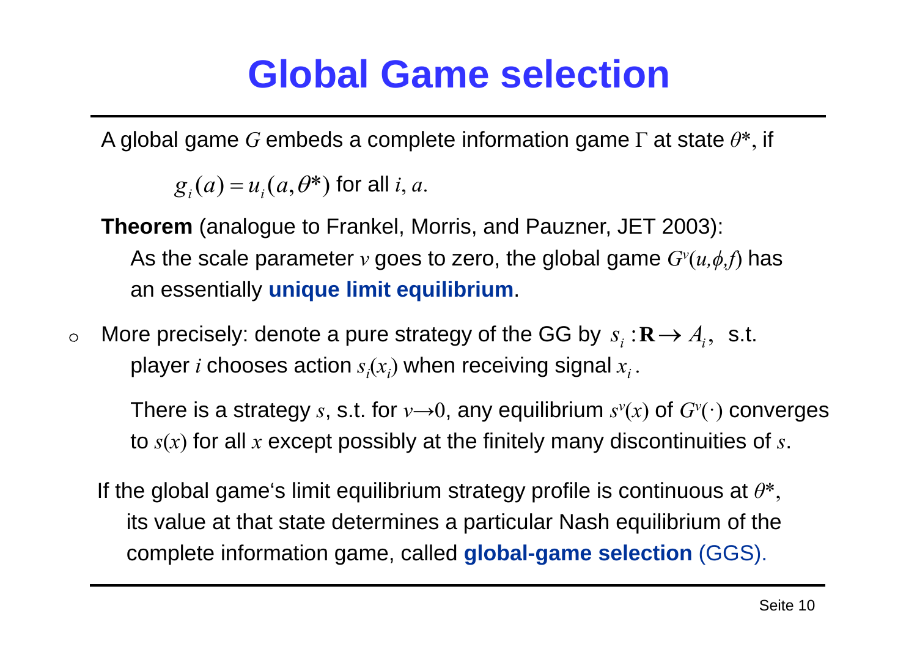# Global Game selection

A global game $G$ embeds a complete information game $\Gamma$ at state $\theta^*$, if

$$g_i(a) = u_i(a, \theta^*) \text{ for all } i, a.$$

**Theorem** (analogue to Frankel, Morris, and Pauzner, JET 2003):
As the scale parameter $v$ goes to zero, the global game $G^v(u,\phi,f)$ has an essentially **unique limit equilibrium**.

- More precisely: denote a pure strategy of the GG by $s_i : \mathbf{R} \to A_i$, s.t. player $i$ chooses action $s_i(x_i)$ when receiving signal $x_i$.

  There is a strategy $s$, s.t. for $v \to 0$, any equilibrium $s^v(x)$ of $G^v(\cdot)$ converges to $s(x)$ for all $x$ except possibly at the finitely many discontinuities of $s$.

If the global game's limit equilibrium strategy profile is continuous at $\theta^*$, its value at that state determines a particular Nash equilibrium of the complete information game, called **global-game selection** (GGS).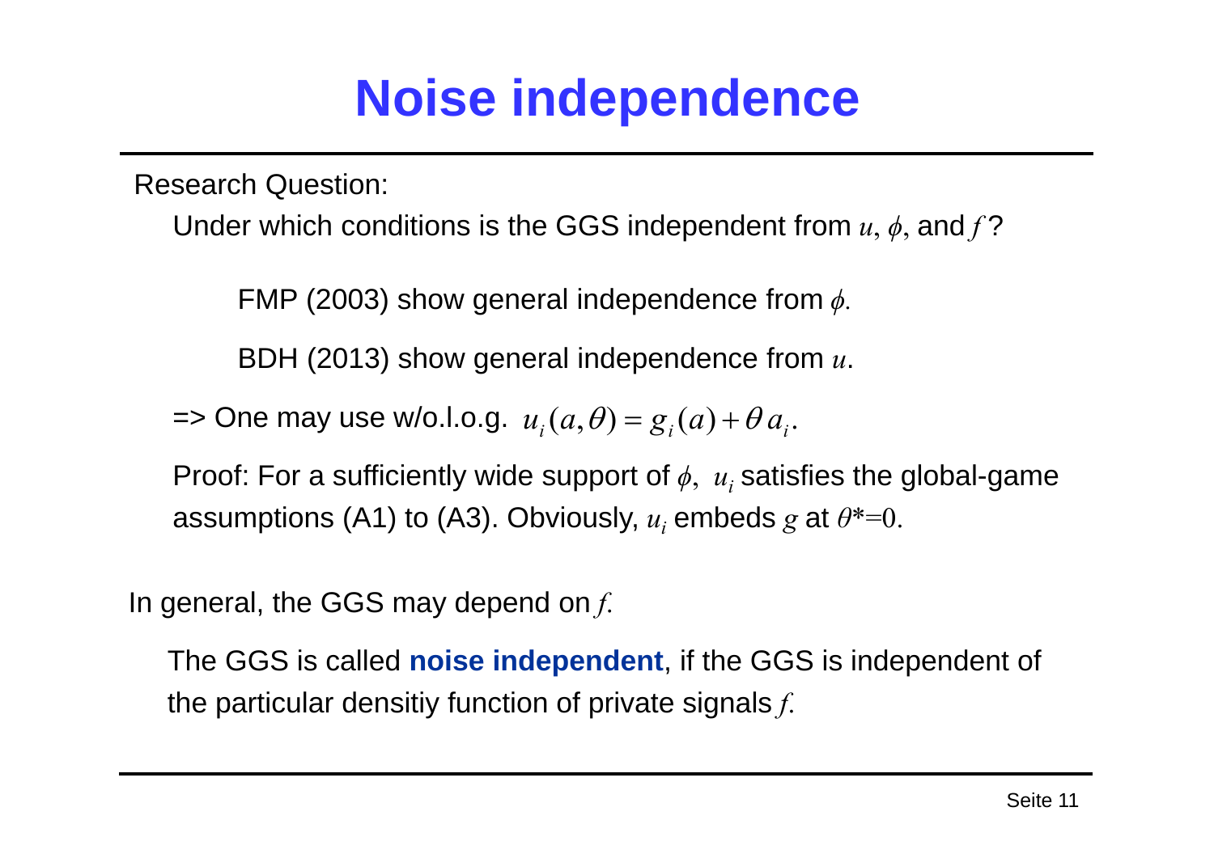# Noise independence

Research Question:

Under which conditions is the GGS independent from $u$, $\phi$, and $f$?

FMP (2003) show general independence from $\phi$.

BDH (2013) show general independence from $u$.

=> One may use w/o.l.o.g. $u_i(a,\theta) = g_i(a) + \theta\, a_i$.

Proof: For a sufficiently wide support of $\phi$, $u_i$ satisfies the global-game assumptions (A1) to (A3). Obviously, $u_i$ embeds $g$ at $\theta^{*}=0$.

In general, the GGS may depend on $f$.

The GGS is called **noise independent**, if the GGS is independent of the particular densitiy function of private signals $f$.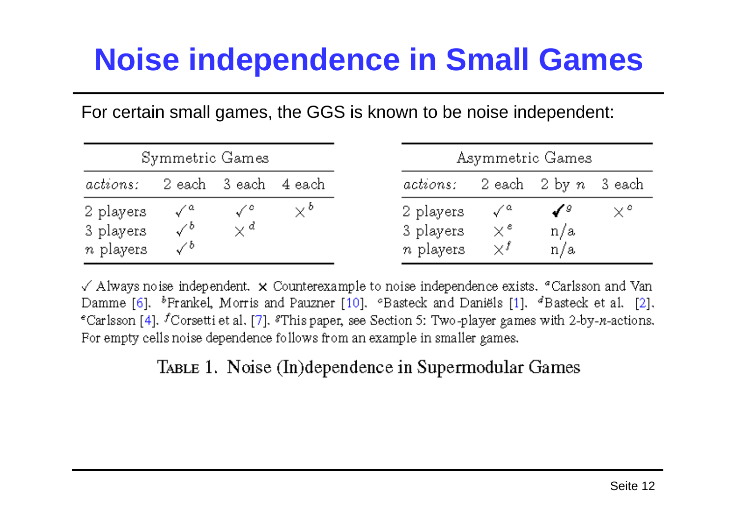# Noise independence in Small Games

For certain small games, the GGS is known to be noise independent:

| Symmetric Games | | | |
|---|---|---|---|
| *actions:* | 2 each | 3 each | 4 each |
| 2 players | ✓[a] | ✓[c] | ×[b] |
| 3 players | ✓[b] | ×[d] | |
| $n$ players | ✓[b] | | |

| Asymmetric Games | | | |
|---|---|---|---|
| *actions:* | 2 each | 2 by $n$ | 3 each |
| 2 players | ✓[a] | **✓**[g] | ×[c] |
| 3 players | ×[e] | n/a | |
| $n$ players | ×[f] | n/a | |

✓ Always noise independent. × Counterexample to noise independence exists. [a]Carlsson and Van Damme [6]. [b]Frankel, Morris and Pauzner [10]. [c]Basteck and Daniëls [1]. [d]Basteck et al. [2]. [e]Carlsson [4]. [f]Corsetti et al. [7]. [g]This paper, see Section 5: Two-player games with 2-by-$n$-actions. For empty cells noise dependence follows from an example in smaller games.

TABLE 1. Noise (In)dependence in Supermodular Games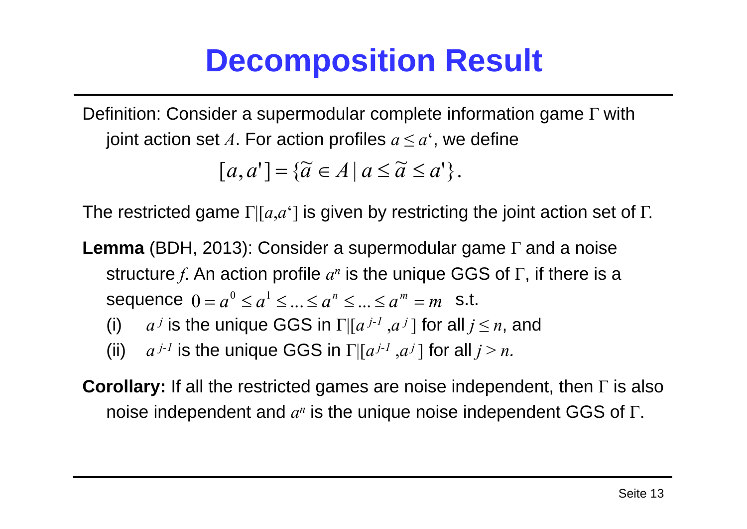# Decomposition Result

Definition: Consider a supermodular complete information game $\Gamma$ with joint action set $A$. For action profiles $a \leq a'$, we define

$$[a, a'] = \{\widetilde{a} \in A \mid a \leq \widetilde{a} \leq a'\}.$$

The restricted game $\Gamma|[a,a']$ is given by restricting the joint action set of $\Gamma$.

**Lemma** (BDH, 2013): Consider a supermodular game $\Gamma$ and a noise structure $f$. An action profile $a^n$ is the unique GGS of $\Gamma$, if there is a sequence $0 = a^0 \leq a^1 \leq ... \leq a^n \leq ... \leq a^m = m$ s.t.

(i) $a^j$ is the unique GGS in $\Gamma|[a^{j-1}, a^j]$ for all $j \leq n$, and

(ii) $a^{j-1}$ is the unique GGS in $\Gamma|[a^{j-1}, a^j]$ for all $j > n$.

**Corollary:** If all the restricted games are noise independent, then $\Gamma$ is also noise independent and $a^n$ is the unique noise independent GGS of $\Gamma$.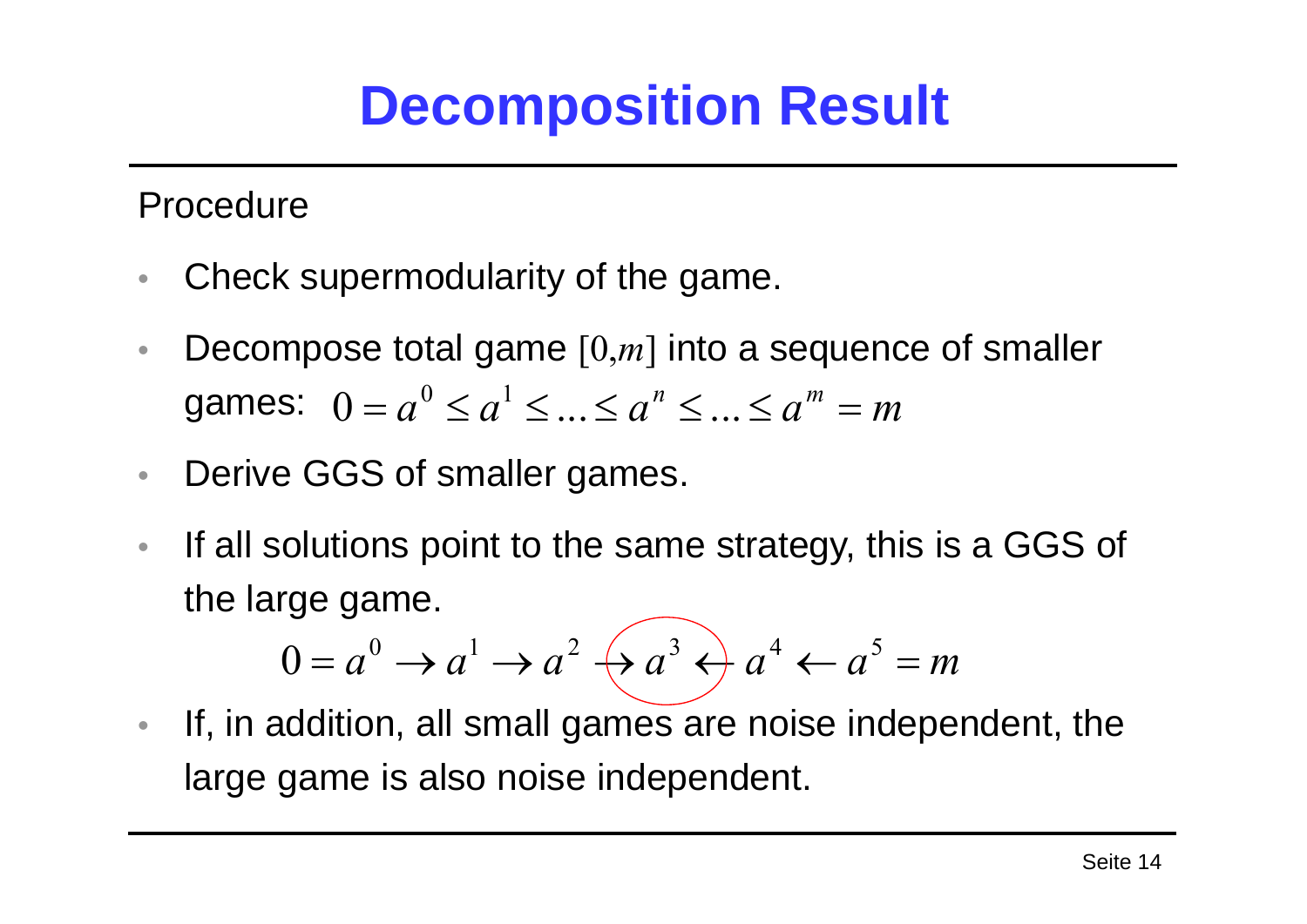# Decomposition Result

Procedure

- Check supermodularity of the game.
- Decompose total game $[0,m]$ into a sequence of smaller games: $0 = a^0 \leq a^1 \leq \ldots \leq a^n \leq \ldots \leq a^m = m$
- Derive GGS of smaller games.
- If all solutions point to the same strategy, this is a GGS of the large game.

$$0 = a^0 \rightarrow a^1 \rightarrow a^2 \rightarrow a^3 \leftarrow a^4 \leftarrow a^5 = m$$

- If, in addition, all small games are noise independent, the large game is also noise independent.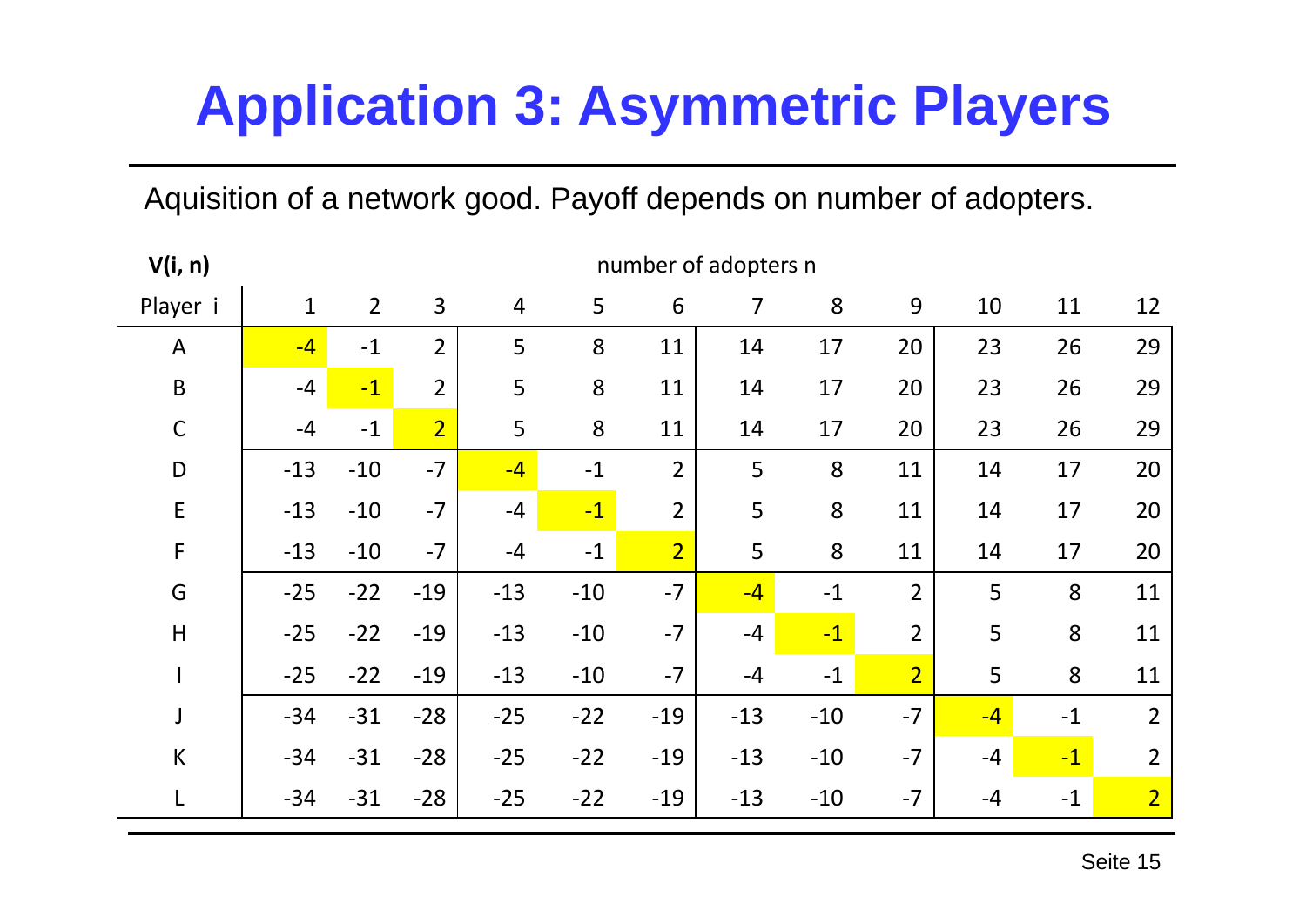# Application 3: Asymmetric Players

Aquisition of a network good. Payoff depends on number of adopters.

| V(i, n) | number of adopters n | | | | | | | | | | | |
|---|---|---|---|---|---|---|---|---|---|---|---|---|
| Player i | 1 | 2 | 3 | 4 | 5 | 6 | 7 | 8 | 9 | 10 | 11 | 12 |
| A | -4 | -1 | 2 | 5 | 8 | 11 | 14 | 17 | 20 | 23 | 26 | 29 |
| B | -4 | -1 | 2 | 5 | 8 | 11 | 14 | 17 | 20 | 23 | 26 | 29 |
| C | -4 | -1 | 2 | 5 | 8 | 11 | 14 | 17 | 20 | 23 | 26 | 29 |
| D | -13 | -10 | -7 | -4 | -1 | 2 | 5 | 8 | 11 | 14 | 17 | 20 |
| E | -13 | -10 | -7 | -4 | -1 | 2 | 5 | 8 | 11 | 14 | 17 | 20 |
| F | -13 | -10 | -7 | -4 | -1 | 2 | 5 | 8 | 11 | 14 | 17 | 20 |
| G | -25 | -22 | -19 | -13 | -10 | -7 | -4 | -1 | 2 | 5 | 8 | 11 |
| H | -25 | -22 | -19 | -13 | -10 | -7 | -4 | -1 | 2 | 5 | 8 | 11 |
| I | -25 | -22 | -19 | -13 | -10 | -7 | -4 | -1 | 2 | 5 | 8 | 11 |
| J | -34 | -31 | -28 | -25 | -22 | -19 | -13 | -10 | -7 | -4 | -1 | 2 |
| K | -34 | -31 | -28 | -25 | -22 | -19 | -13 | -10 | -7 | -4 | -1 | 2 |
| L | -34 | -31 | -28 | -25 | -22 | -19 | -13 | -10 | -7 | -4 | -1 | 2 |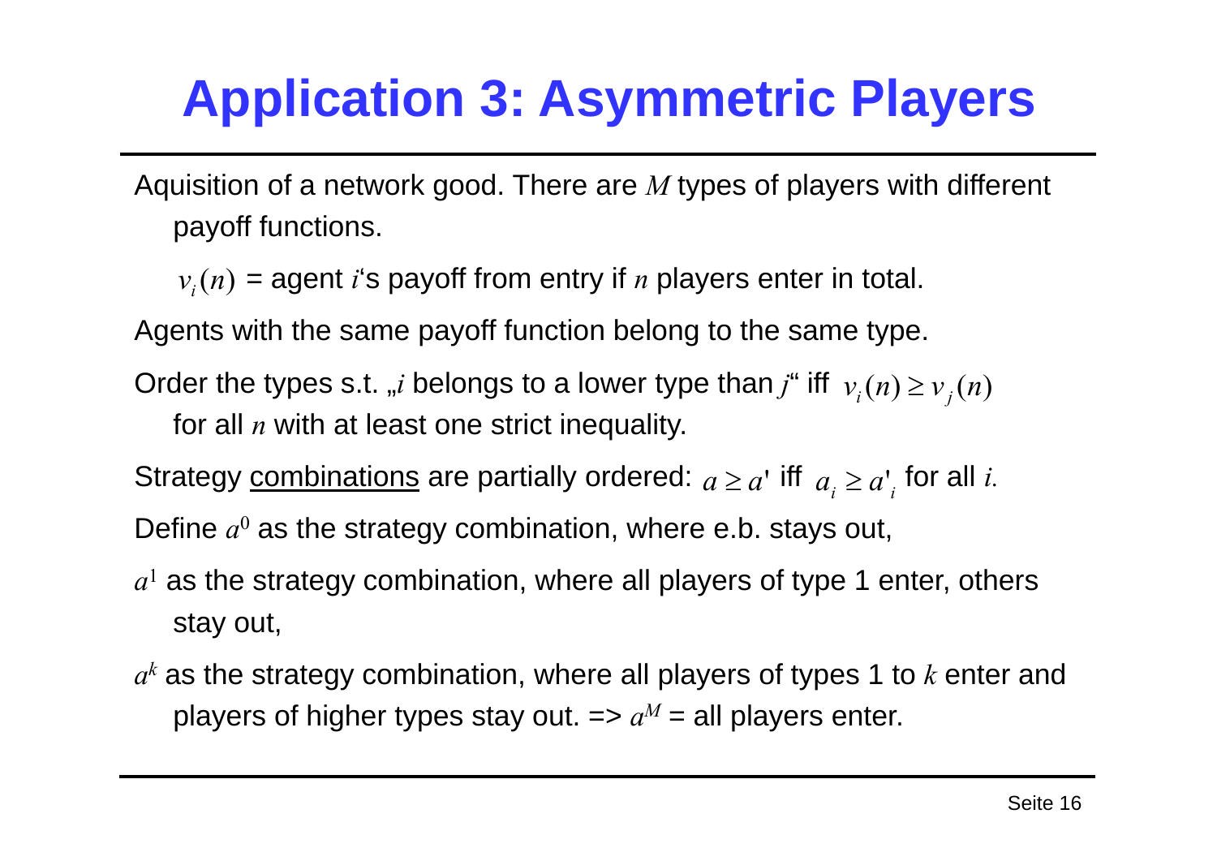# Application 3: Asymmetric Players

Aquisition of a network good. There are $M$ types of players with different payoff functions.

$v_i(n)$ = agent $i$'s payoff from entry if $n$ players enter in total.

Agents with the same payoff function belong to the same type.

Order the types s.t. „$i$ belongs to a lower type than $j$" iff $v_i(n) \geq v_j(n)$ for all $n$ with at least one strict inequality.

Strategy <u>combinations</u> are partially ordered: $a \geq a'$ iff $a_i \geq a'_i$ for all $i$.

Define $a^0$ as the strategy combination, where e.b. stays out,

$a^1$ as the strategy combination, where all players of type 1 enter, others stay out,

$a^k$ as the strategy combination, where all players of types 1 to $k$ enter and players of higher types stay out. => $a^M$ = all players enter.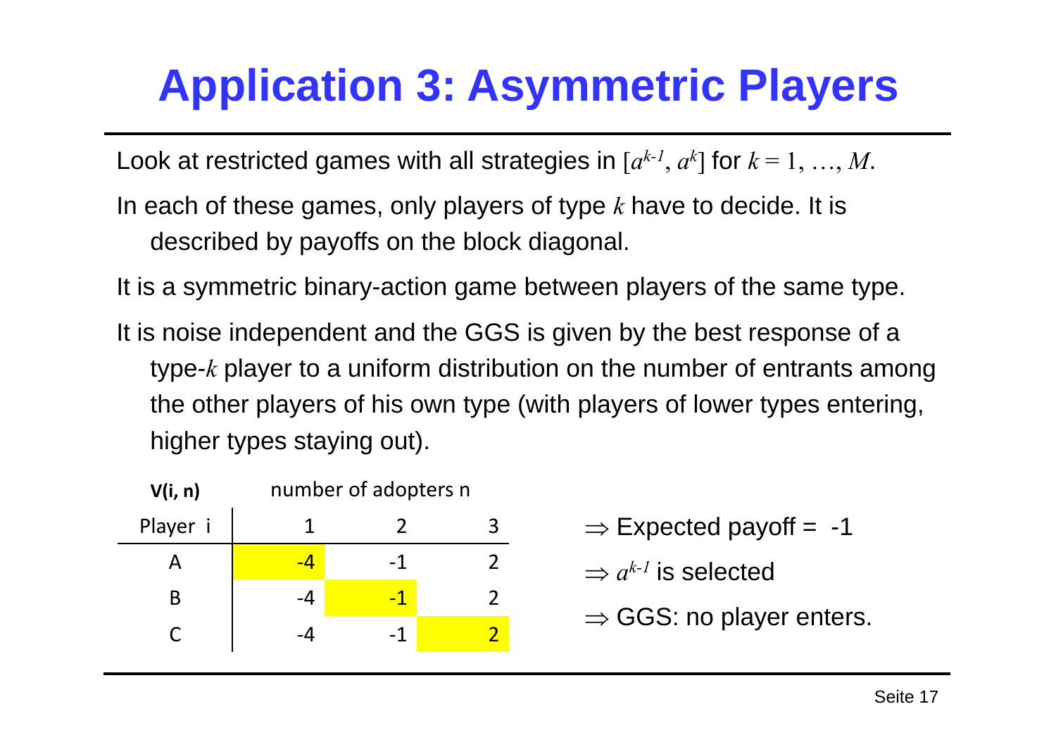# Application 3: Asymmetric Players

Look at restricted games with all strategies in $[a^{k-1}, a^k]$ for $k = 1, \ldots, M$.

In each of these games, only players of type $k$ have to decide. It is described by payoffs on the block diagonal.

It is a symmetric binary-action game between players of the same type.

It is noise independent and the GGS is given by the best response of a type-$k$ player to a uniform distribution on the number of entrants among the other players of his own type (with players of lower types entering, higher types staying out).

| **V(i, n)** | number of adopters n | | |
|---|---|---|---|
| Player i | 1 | 2 | 3 |
| A | -4 | -1 | 2 |
| B | -4 | -1 | 2 |
| C | -4 | -1 | 2 |

$\Rightarrow$ Expected payoff = -1

$\Rightarrow$ $a^{k-1}$ is selected

$\Rightarrow$ GGS: no player enters.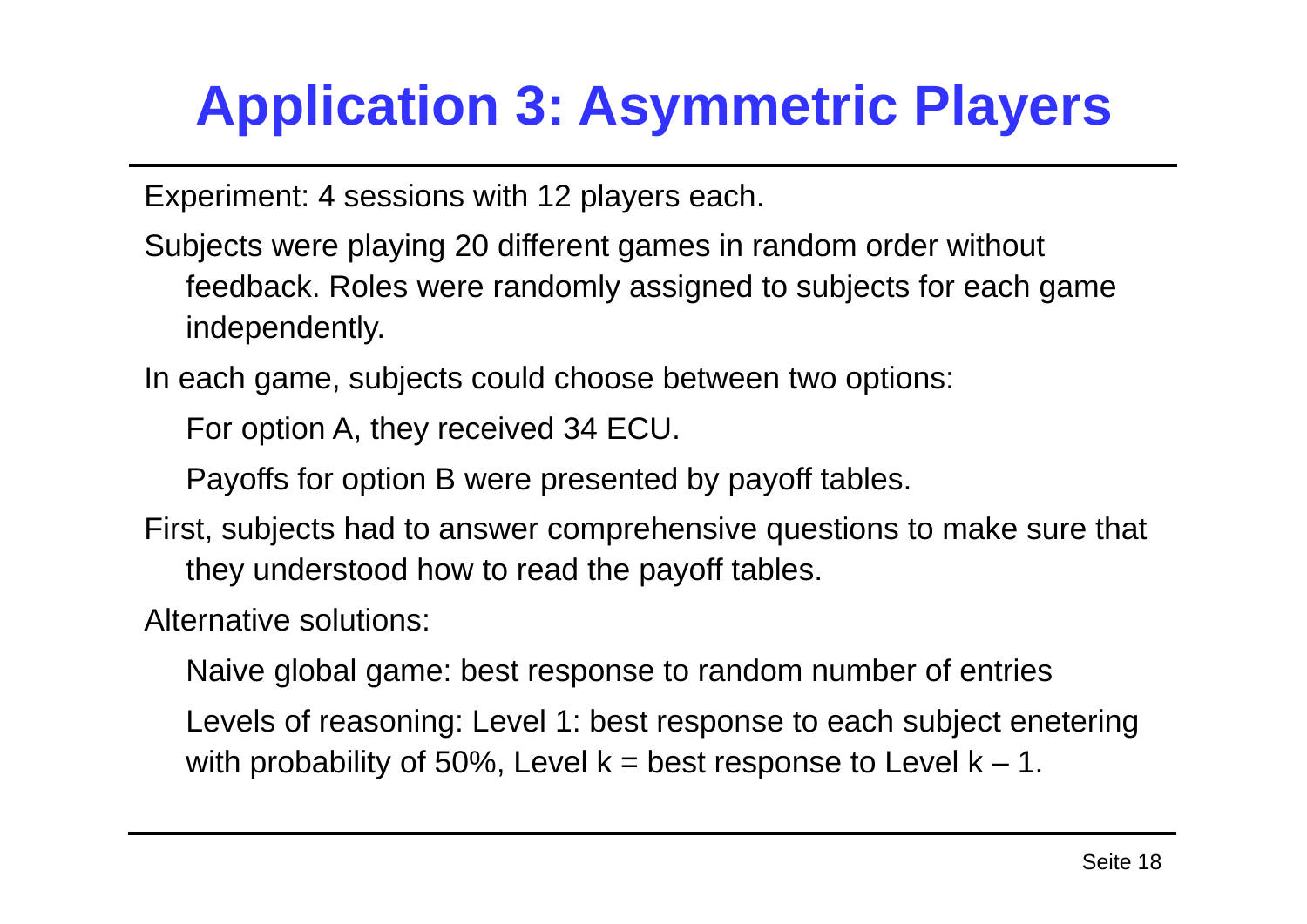# Application 3: Asymmetric Players

Experiment: 4 sessions with 12 players each.

Subjects were playing 20 different games in random order without feedback. Roles were randomly assigned to subjects for each game independently.

In each game, subjects could choose between two options:

- For option A, they received 34 ECU.
- Payoffs for option B were presented by payoff tables.

First, subjects had to answer comprehensive questions to make sure that they understood how to read the payoff tables.

Alternative solutions:

- Naive global game: best response to random number of entries
- Levels of reasoning: Level 1: best response to each subject enetering with probability of 50%, Level k = best response to Level k – 1.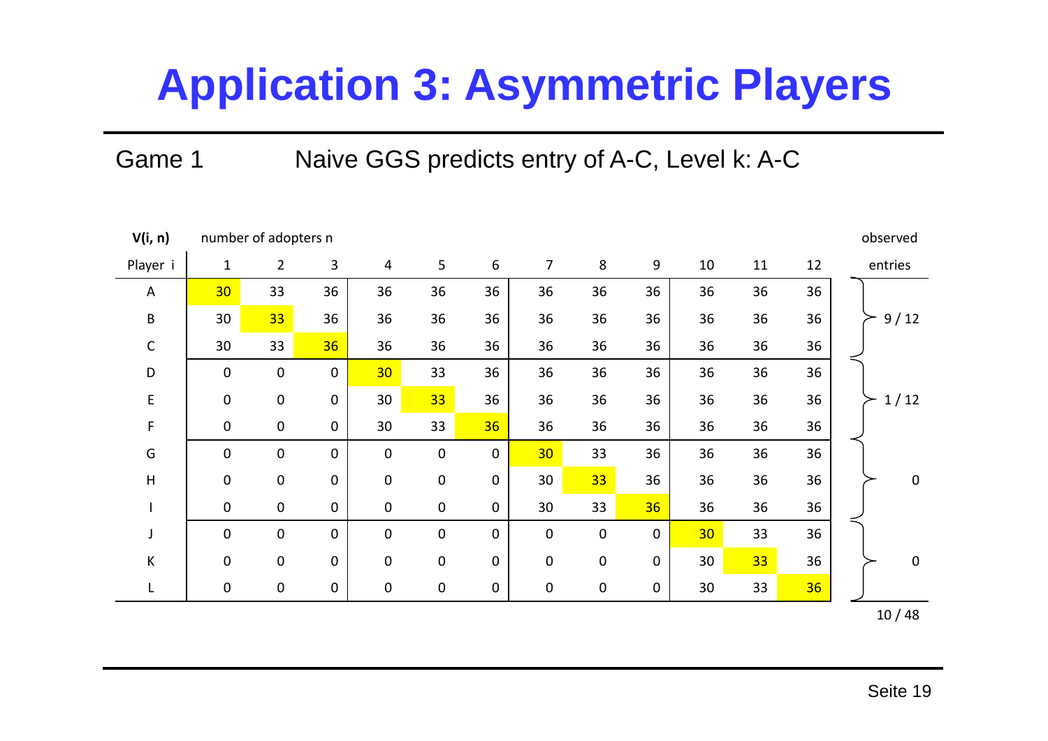# Application 3: Asymmetric Players

Game 1 Naive GGS predicts entry of A-C, Level k: A-C

| V(i, n) | number of adopters n | | | | | | | | | | | | observed |
|---|---|---|---|---|---|---|---|---|---|---|---|---|---|
| Player i | 1 | 2 | 3 | 4 | 5 | 6 | 7 | 8 | 9 | 10 | 11 | 12 | entries |
| A | 30 | 33 | 36 | 36 | 36 | 36 | 36 | 36 | 36 | 36 | 36 | 36 | |
| B | 30 | 33 | 36 | 36 | 36 | 36 | 36 | 36 | 36 | 36 | 36 | 36 | 9 / 12 |
| C | 30 | 33 | 36 | 36 | 36 | 36 | 36 | 36 | 36 | 36 | 36 | 36 | |
| D | 0 | 0 | 0 | 30 | 33 | 36 | 36 | 36 | 36 | 36 | 36 | 36 | |
| E | 0 | 0 | 0 | 30 | 33 | 36 | 36 | 36 | 36 | 36 | 36 | 36 | 1 / 12 |
| F | 0 | 0 | 0 | 30 | 33 | 36 | 36 | 36 | 36 | 36 | 36 | 36 | |
| G | 0 | 0 | 0 | 0 | 0 | 0 | 30 | 33 | 36 | 36 | 36 | 36 | |
| H | 0 | 0 | 0 | 0 | 0 | 0 | 30 | 33 | 36 | 36 | 36 | 36 | 0 |
| I | 0 | 0 | 0 | 0 | 0 | 0 | 30 | 33 | 36 | 36 | 36 | 36 | |
| J | 0 | 0 | 0 | 0 | 0 | 0 | 0 | 0 | 0 | 30 | 33 | 36 | |
| K | 0 | 0 | 0 | 0 | 0 | 0 | 0 | 0 | 0 | 30 | 33 | 36 | 0 |
| L | 0 | 0 | 0 | 0 | 0 | 0 | 0 | 0 | 0 | 30 | 33 | 36 | |
| | | | | | | | | | | | | | 10 / 48 |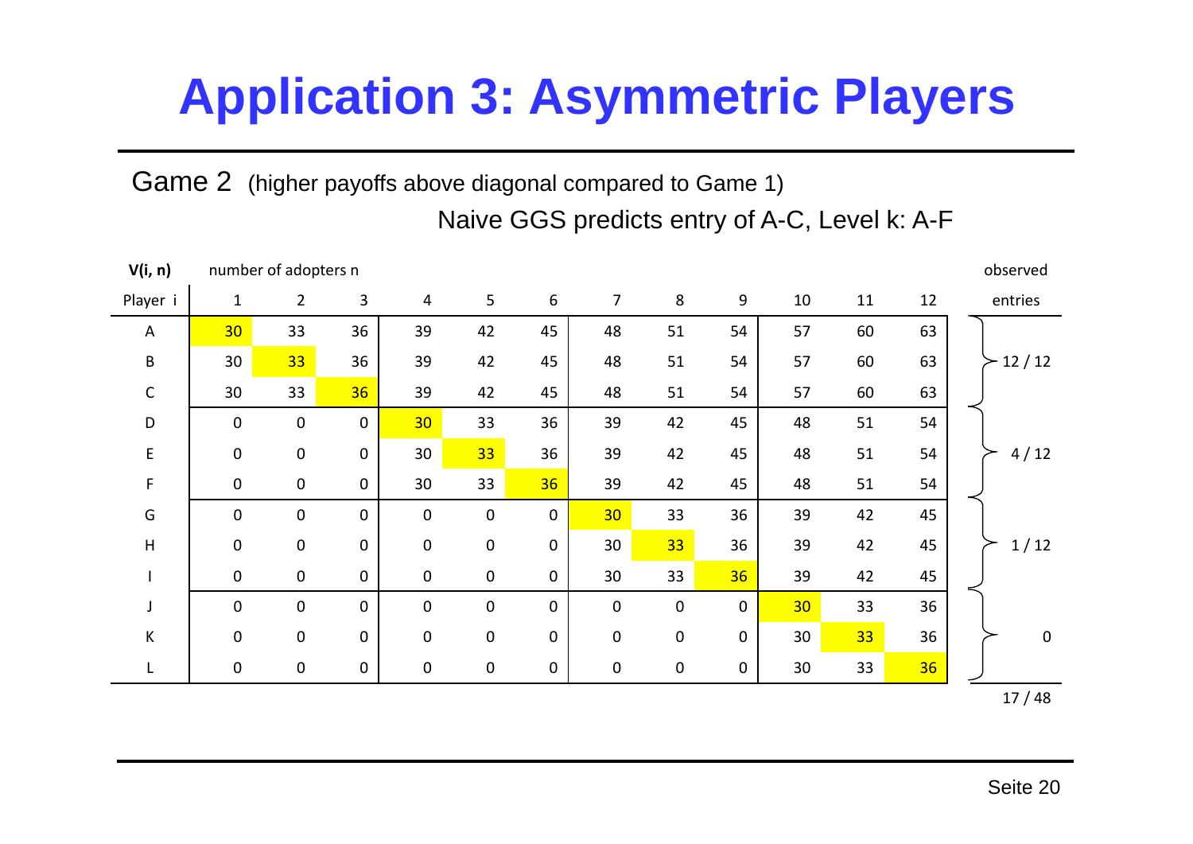# Application 3: Asymmetric Players

Game 2 (higher payoffs above diagonal compared to Game 1)

Naive GGS predicts entry of A-C, Level k: A-F

| V(i, n) | number of adopters n | | | | | | | | | | | | observed |
|---|---|---|---|---|---|---|---|---|---|---|---|---|---|
| Player i | 1 | 2 | 3 | 4 | 5 | 6 | 7 | 8 | 9 | 10 | 11 | 12 | entries |
| A | 30 | 33 | 36 | 39 | 42 | 45 | 48 | 51 | 54 | 57 | 60 | 63 | |
| B | 30 | 33 | 36 | 39 | 42 | 45 | 48 | 51 | 54 | 57 | 60 | 63 | 12 / 12 |
| C | 30 | 33 | 36 | 39 | 42 | 45 | 48 | 51 | 54 | 57 | 60 | 63 | |
| D | 0 | 0 | 0 | 30 | 33 | 36 | 39 | 42 | 45 | 48 | 51 | 54 | |
| E | 0 | 0 | 0 | 30 | 33 | 36 | 39 | 42 | 45 | 48 | 51 | 54 | 4 / 12 |
| F | 0 | 0 | 0 | 30 | 33 | 36 | 39 | 42 | 45 | 48 | 51 | 54 | |
| G | 0 | 0 | 0 | 0 | 0 | 0 | 30 | 33 | 36 | 39 | 42 | 45 | |
| H | 0 | 0 | 0 | 0 | 0 | 0 | 30 | 33 | 36 | 39 | 42 | 45 | 1 / 12 |
| I | 0 | 0 | 0 | 0 | 0 | 0 | 30 | 33 | 36 | 39 | 42 | 45 | |
| J | 0 | 0 | 0 | 0 | 0 | 0 | 0 | 0 | 0 | 30 | 33 | 36 | |
| K | 0 | 0 | 0 | 0 | 0 | 0 | 0 | 0 | 0 | 30 | 33 | 36 | 0 |
| L | 0 | 0 | 0 | 0 | 0 | 0 | 0 | 0 | 0 | 30 | 33 | 36 | |
| | | | | | | | | | | | | | 17 / 48 |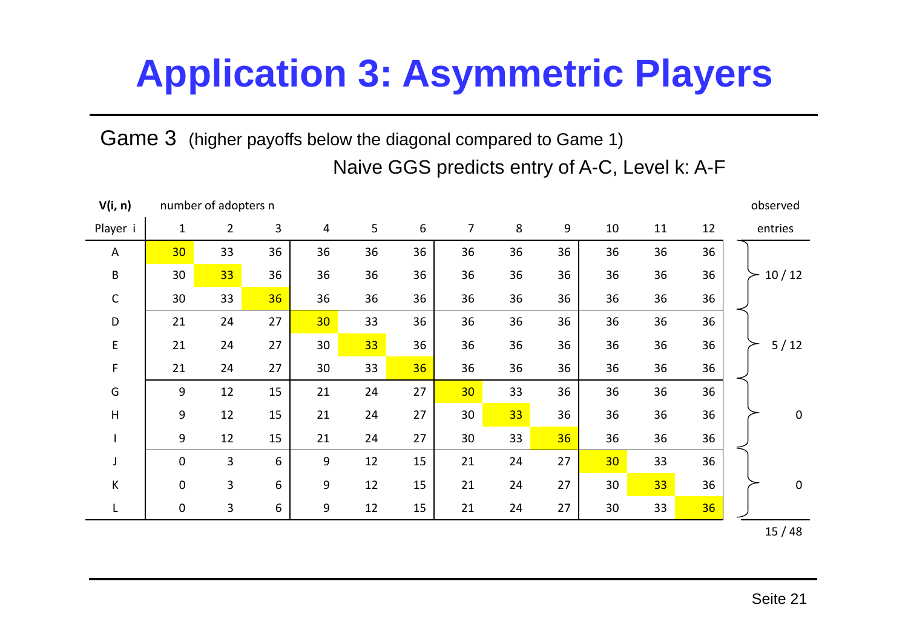# Application 3: Asymmetric Players

Game 3 (higher payoffs below the diagonal compared to Game 1)

Naive GGS predicts entry of A-C, Level k: A-F

| V(i, n) | number of adopters n | | | | | | | | | | | | observed |
|---|---|---|---|---|---|---|---|---|---|---|---|---|---|
| Player i | 1 | 2 | 3 | 4 | 5 | 6 | 7 | 8 | 9 | 10 | 11 | 12 | entries |
| A | 30 | 33 | 36 | 36 | 36 | 36 | 36 | 36 | 36 | 36 | 36 | 36 | |
| B | 30 | 33 | 36 | 36 | 36 | 36 | 36 | 36 | 36 | 36 | 36 | 36 | 10 / 12 |
| C | 30 | 33 | 36 | 36 | 36 | 36 | 36 | 36 | 36 | 36 | 36 | 36 | |
| D | 21 | 24 | 27 | 30 | 33 | 36 | 36 | 36 | 36 | 36 | 36 | 36 | |
| E | 21 | 24 | 27 | 30 | 33 | 36 | 36 | 36 | 36 | 36 | 36 | 36 | 5 / 12 |
| F | 21 | 24 | 27 | 30 | 33 | 36 | 36 | 36 | 36 | 36 | 36 | 36 | |
| G | 9 | 12 | 15 | 21 | 24 | 27 | 30 | 33 | 36 | 36 | 36 | 36 | |
| H | 9 | 12 | 15 | 21 | 24 | 27 | 30 | 33 | 36 | 36 | 36 | 36 | 0 |
| I | 9 | 12 | 15 | 21 | 24 | 27 | 30 | 33 | 36 | 36 | 36 | 36 | |
| J | 0 | 3 | 6 | 9 | 12 | 15 | 21 | 24 | 27 | 30 | 33 | 36 | |
| K | 0 | 3 | 6 | 9 | 12 | 15 | 21 | 24 | 27 | 30 | 33 | 36 | 0 |
| L | 0 | 3 | 6 | 9 | 12 | 15 | 21 | 24 | 27 | 30 | 33 | 36 | |
| | | | | | | | | | | | | | 15 / 48 |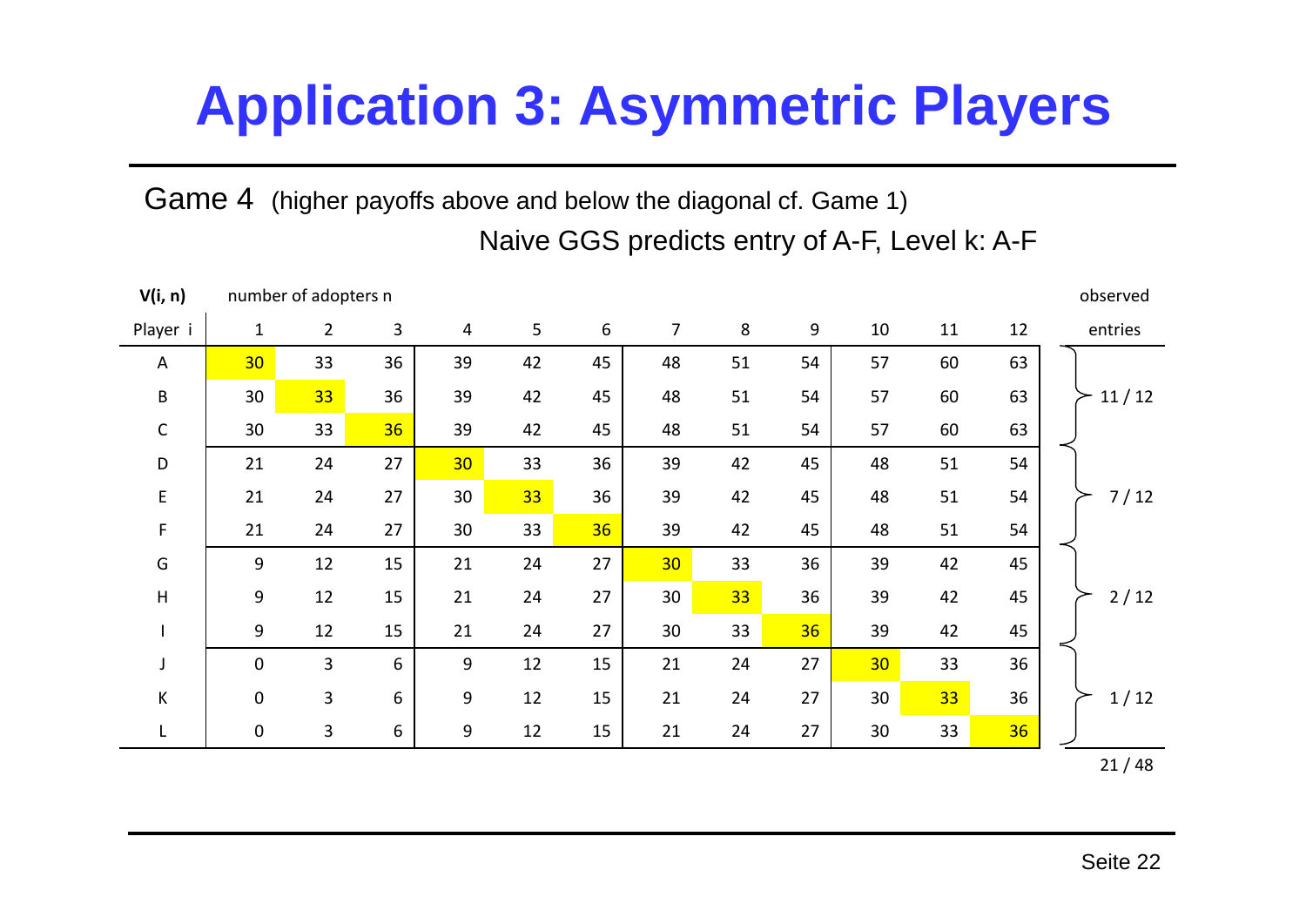# Application 3: Asymmetric Players

Game 4 (higher payoffs above and below the diagonal cf. Game 1)

Naive GGS predicts entry of A-F, Level k: A-F

| V(i, n) | number of adopters n | | | | | | | | | | | | observed |
|---|---|---|---|---|---|---|---|---|---|---|---|---|---|
| Player i | 1 | 2 | 3 | 4 | 5 | 6 | 7 | 8 | 9 | 10 | 11 | 12 | entries |
| A | 30 | 33 | 36 | 39 | 42 | 45 | 48 | 51 | 54 | 57 | 60 | 63 | |
| B | 30 | 33 | 36 | 39 | 42 | 45 | 48 | 51 | 54 | 57 | 60 | 63 | 11 / 12 |
| C | 30 | 33 | 36 | 39 | 42 | 45 | 48 | 51 | 54 | 57 | 60 | 63 | |
| D | 21 | 24 | 27 | 30 | 33 | 36 | 39 | 42 | 45 | 48 | 51 | 54 | |
| E | 21 | 24 | 27 | 30 | 33 | 36 | 39 | 42 | 45 | 48 | 51 | 54 | 7 / 12 |
| F | 21 | 24 | 27 | 30 | 33 | 36 | 39 | 42 | 45 | 48 | 51 | 54 | |
| G | 9 | 12 | 15 | 21 | 24 | 27 | 30 | 33 | 36 | 39 | 42 | 45 | |
| H | 9 | 12 | 15 | 21 | 24 | 27 | 30 | 33 | 36 | 39 | 42 | 45 | 2 / 12 |
| I | 9 | 12 | 15 | 21 | 24 | 27 | 30 | 33 | 36 | 39 | 42 | 45 | |
| J | 0 | 3 | 6 | 9 | 12 | 15 | 21 | 24 | 27 | 30 | 33 | 36 | |
| K | 0 | 3 | 6 | 9 | 12 | 15 | 21 | 24 | 27 | 30 | 33 | 36 | 1 / 12 |
| L | 0 | 3 | 6 | 9 | 12 | 15 | 21 | 24 | 27 | 30 | 33 | 36 | |
| | | | | | | | | | | | | | 21 / 48 |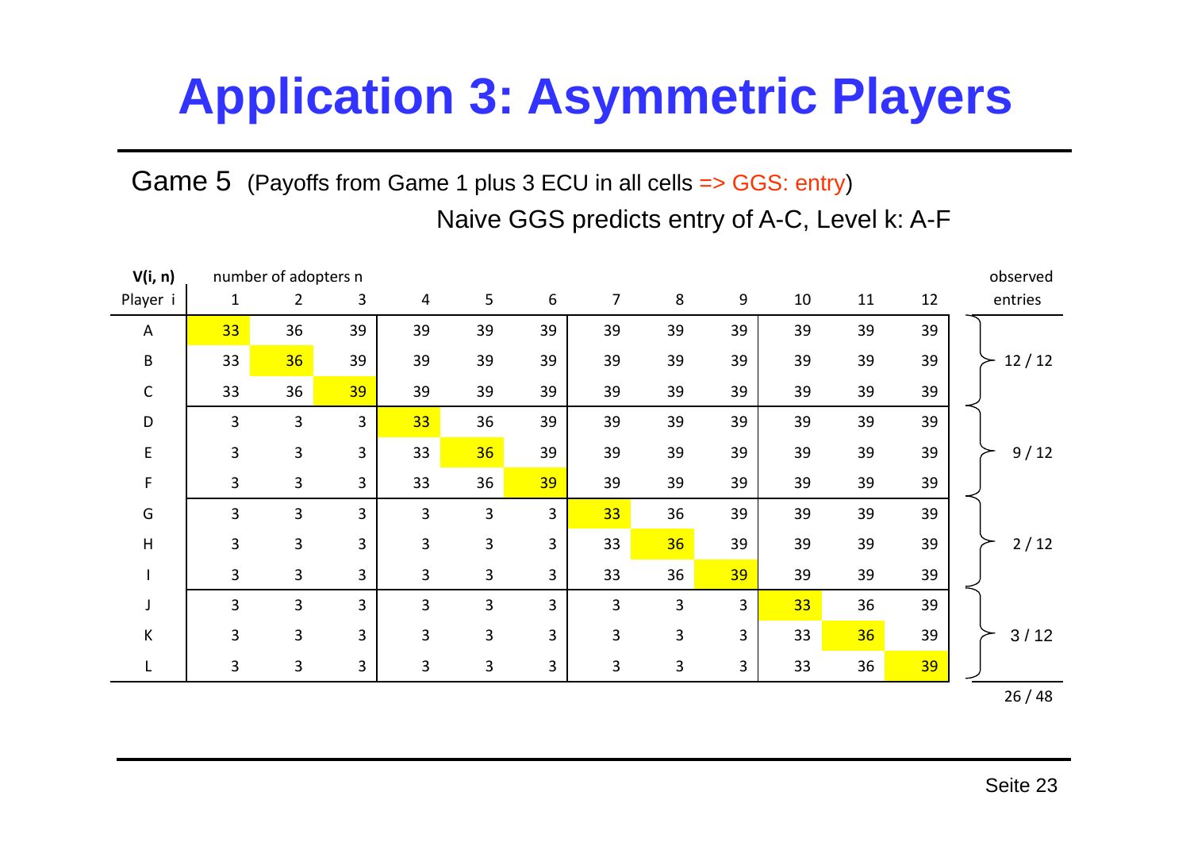# Application 3: Asymmetric Players

Game 5 (Payoffs from Game 1 plus 3 ECU in all cells => GGS: entry)

Naive GGS predicts entry of A-C, Level k: A-F

| V(i, n) Player i | number of adopters n 1 | 2 | 3 | 4 | 5 | 6 | 7 | 8 | 9 | 10 | 11 | 12 | observed entries |
|---|---|---|---|---|---|---|---|---|---|---|---|---|---|
| A | 33 | 36 | 39 | 39 | 39 | 39 | 39 | 39 | 39 | 39 | 39 | 39 | |
| B | 33 | 36 | 39 | 39 | 39 | 39 | 39 | 39 | 39 | 39 | 39 | 39 | 12 / 12 |
| C | 33 | 36 | 39 | 39 | 39 | 39 | 39 | 39 | 39 | 39 | 39 | 39 | |
| D | 3 | 3 | 3 | 33 | 36 | 39 | 39 | 39 | 39 | 39 | 39 | 39 | |
| E | 3 | 3 | 3 | 33 | 36 | 39 | 39 | 39 | 39 | 39 | 39 | 39 | 9 / 12 |
| F | 3 | 3 | 3 | 33 | 36 | 39 | 39 | 39 | 39 | 39 | 39 | 39 | |
| G | 3 | 3 | 3 | 3 | 3 | 3 | 33 | 36 | 39 | 39 | 39 | 39 | |
| H | 3 | 3 | 3 | 3 | 3 | 3 | 33 | 36 | 39 | 39 | 39 | 39 | 2 / 12 |
| I | 3 | 3 | 3 | 3 | 3 | 3 | 33 | 36 | 39 | 39 | 39 | 39 | |
| J | 3 | 3 | 3 | 3 | 3 | 3 | 3 | 3 | 3 | 33 | 36 | 39 | |
| K | 3 | 3 | 3 | 3 | 3 | 3 | 3 | 3 | 3 | 33 | 36 | 39 | 3 / 12 |
| L | 3 | 3 | 3 | 3 | 3 | 3 | 3 | 3 | 3 | 33 | 36 | 39 | |
| | | | | | | | | | | | | | 26 / 48 |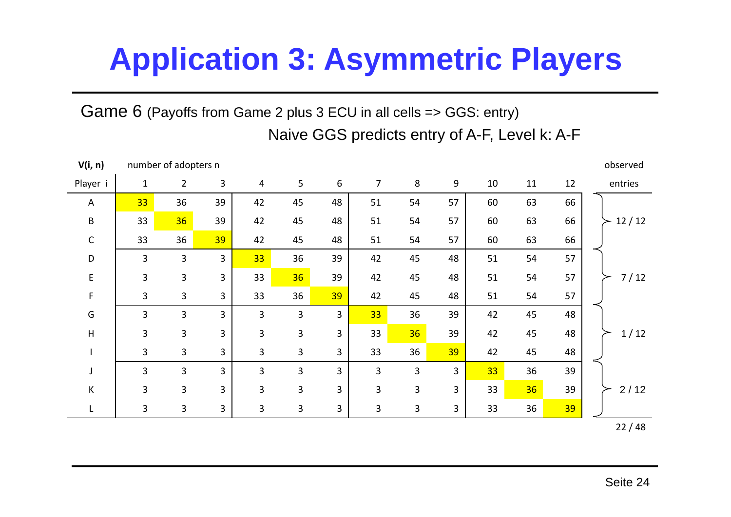# Application 3: Asymmetric Players

Game 6 (Payoffs from Game 2 plus 3 ECU in all cells => GGS: entry)

Naive GGS predicts entry of A-F, Level k: A-F

| V(i, n) | number of adopters n | | | | | | | | | | | | observed |
|---|---|---|---|---|---|---|---|---|---|---|---|---|---|
| Player i | 1 | 2 | 3 | 4 | 5 | 6 | 7 | 8 | 9 | 10 | 11 | 12 | entries |
| A | 33 | 36 | 39 | 42 | 45 | 48 | 51 | 54 | 57 | 60 | 63 | 66 | |
| B | 33 | 36 | 39 | 42 | 45 | 48 | 51 | 54 | 57 | 60 | 63 | 66 | 12 / 12 |
| C | 33 | 36 | 39 | 42 | 45 | 48 | 51 | 54 | 57 | 60 | 63 | 66 | |
| D | 3 | 3 | 3 | 33 | 36 | 39 | 42 | 45 | 48 | 51 | 54 | 57 | |
| E | 3 | 3 | 3 | 33 | 36 | 39 | 42 | 45 | 48 | 51 | 54 | 57 | 7 / 12 |
| F | 3 | 3 | 3 | 33 | 36 | 39 | 42 | 45 | 48 | 51 | 54 | 57 | |
| G | 3 | 3 | 3 | 3 | 3 | 3 | 33 | 36 | 39 | 42 | 45 | 48 | |
| H | 3 | 3 | 3 | 3 | 3 | 3 | 33 | 36 | 39 | 42 | 45 | 48 | 1 / 12 |
| I | 3 | 3 | 3 | 3 | 3 | 3 | 33 | 36 | 39 | 42 | 45 | 48 | |
| J | 3 | 3 | 3 | 3 | 3 | 3 | 3 | 3 | 3 | 33 | 36 | 39 | |
| K | 3 | 3 | 3 | 3 | 3 | 3 | 3 | 3 | 3 | 33 | 36 | 39 | 2 / 12 |
| L | 3 | 3 | 3 | 3 | 3 | 3 | 3 | 3 | 3 | 33 | 36 | 39 | |
| | | | | | | | | | | | | | 22 / 48 |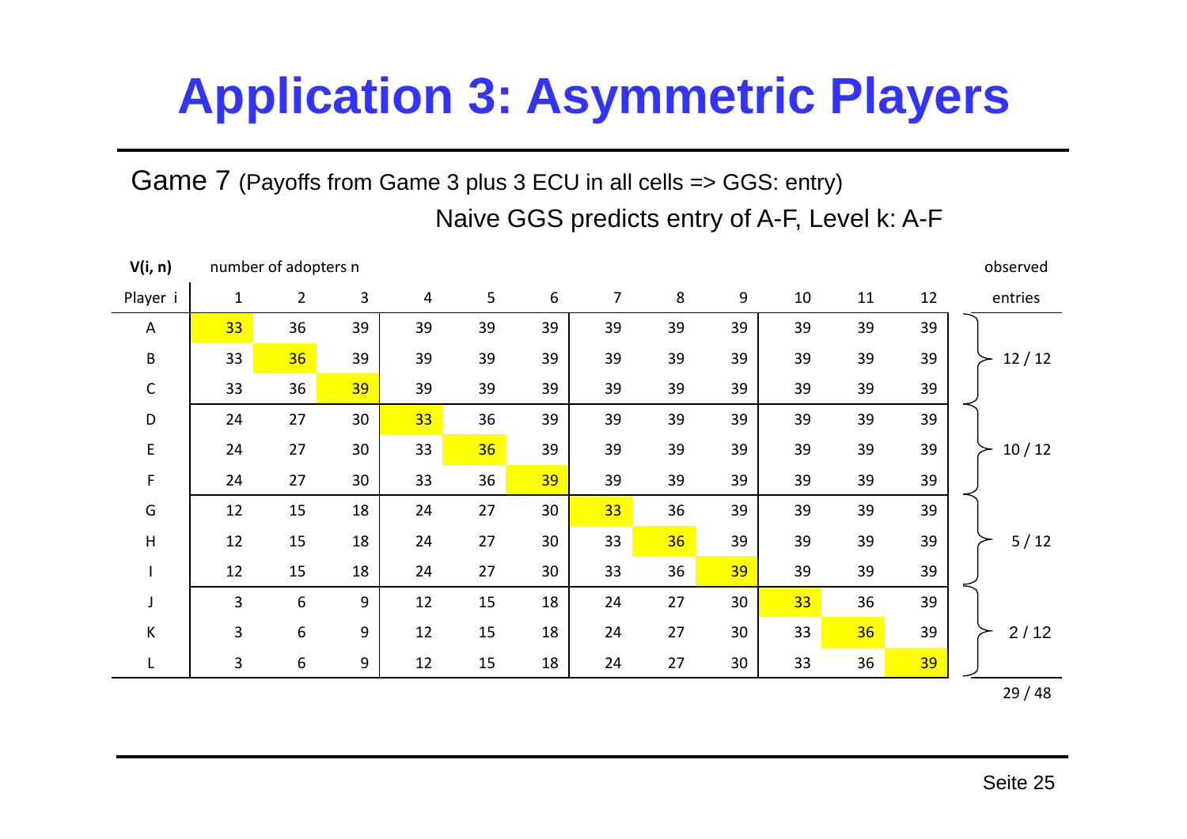# Application 3: Asymmetric Players

Game 7 (Payoffs from Game 3 plus 3 ECU in all cells => GGS: entry)

Naive GGS predicts entry of A-F, Level k: A-F

| V(i, n) | number of adopters n | | | | | | | | | | | | observed |
|---|---|---|---|---|---|---|---|---|---|---|---|---|---|
| Player i | 1 | 2 | 3 | 4 | 5 | 6 | 7 | 8 | 9 | 10 | 11 | 12 | entries |
| A | 33 | 36 | 39 | 39 | 39 | 39 | 39 | 39 | 39 | 39 | 39 | 39 | |
| B | 33 | 36 | 39 | 39 | 39 | 39 | 39 | 39 | 39 | 39 | 39 | 39 | 12 / 12 |
| C | 33 | 36 | 39 | 39 | 39 | 39 | 39 | 39 | 39 | 39 | 39 | 39 | |
| D | 24 | 27 | 30 | 33 | 36 | 39 | 39 | 39 | 39 | 39 | 39 | 39 | |
| E | 24 | 27 | 30 | 33 | 36 | 39 | 39 | 39 | 39 | 39 | 39 | 39 | 10 / 12 |
| F | 24 | 27 | 30 | 33 | 36 | 39 | 39 | 39 | 39 | 39 | 39 | 39 | |
| G | 12 | 15 | 18 | 24 | 27 | 30 | 33 | 36 | 39 | 39 | 39 | 39 | |
| H | 12 | 15 | 18 | 24 | 27 | 30 | 33 | 36 | 39 | 39 | 39 | 39 | 5 / 12 |
| I | 12 | 15 | 18 | 24 | 27 | 30 | 33 | 36 | 39 | 39 | 39 | 39 | |
| J | 3 | 6 | 9 | 12 | 15 | 18 | 24 | 27 | 30 | 33 | 36 | 39 | |
| K | 3 | 6 | 9 | 12 | 15 | 18 | 24 | 27 | 30 | 33 | 36 | 39 | 2 / 12 |
| L | 3 | 6 | 9 | 12 | 15 | 18 | 24 | 27 | 30 | 33 | 36 | 39 | |
| | | | | | | | | | | | | | 29 / 48 |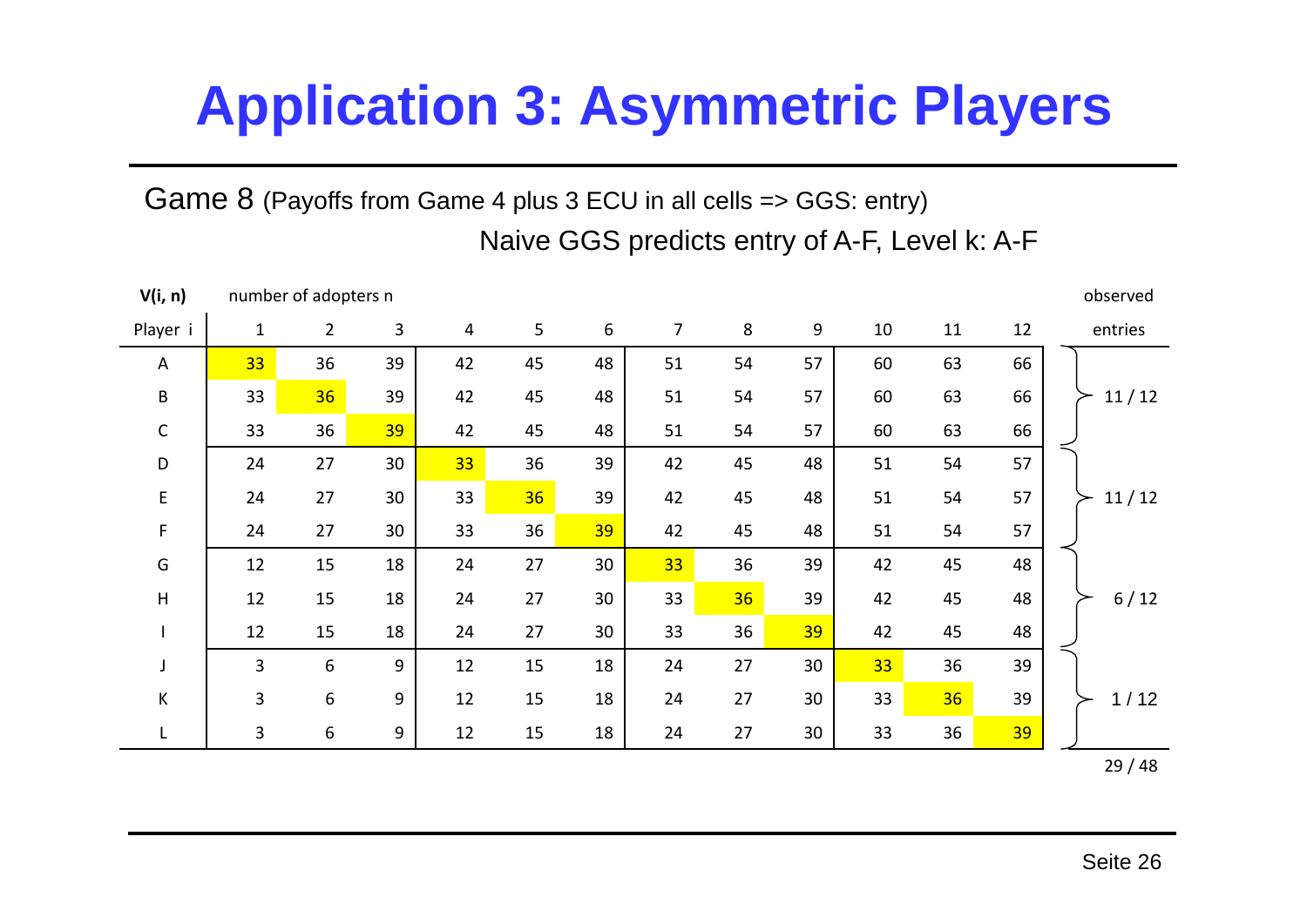# Application 3: Asymmetric Players

Game 8 (Payoffs from Game 4 plus 3 ECU in all cells => GGS: entry)

Naive GGS predicts entry of A-F, Level k: A-F

| **V(i, n)** | number of adopters n | | | | | | | | | | | | observed |
|---|---|---|---|---|---|---|---|---|---|---|---|---|---|
| Player i | 1 | 2 | 3 | 4 | 5 | 6 | 7 | 8 | 9 | 10 | 11 | 12 | entries |
| A | 33 | 36 | 39 | 42 | 45 | 48 | 51 | 54 | 57 | 60 | 63 | 66 | |
| B | 33 | 36 | 39 | 42 | 45 | 48 | 51 | 54 | 57 | 60 | 63 | 66 | 11 / 12 |
| C | 33 | 36 | 39 | 42 | 45 | 48 | 51 | 54 | 57 | 60 | 63 | 66 | |
| D | 24 | 27 | 30 | 33 | 36 | 39 | 42 | 45 | 48 | 51 | 54 | 57 | |
| E | 24 | 27 | 30 | 33 | 36 | 39 | 42 | 45 | 48 | 51 | 54 | 57 | 11 / 12 |
| F | 24 | 27 | 30 | 33 | 36 | 39 | 42 | 45 | 48 | 51 | 54 | 57 | |
| G | 12 | 15 | 18 | 24 | 27 | 30 | 33 | 36 | 39 | 42 | 45 | 48 | |
| H | 12 | 15 | 18 | 24 | 27 | 30 | 33 | 36 | 39 | 42 | 45 | 48 | 6 / 12 |
| I | 12 | 15 | 18 | 24 | 27 | 30 | 33 | 36 | 39 | 42 | 45 | 48 | |
| J | 3 | 6 | 9 | 12 | 15 | 18 | 24 | 27 | 30 | 33 | 36 | 39 | |
| K | 3 | 6 | 9 | 12 | 15 | 18 | 24 | 27 | 30 | 33 | 36 | 39 | 1 / 12 |
| L | 3 | 6 | 9 | 12 | 15 | 18 | 24 | 27 | 30 | 33 | 36 | 39 | |
| | | | | | | | | | | | | | 29 / 48 |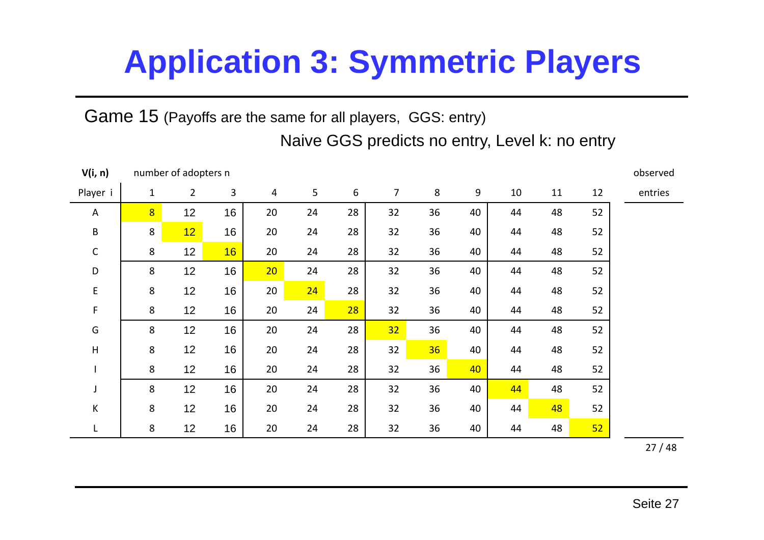# Application 3: Symmetric Players

Game 15 (Payoffs are the same for all players, GGS: entry)

Naive GGS predicts no entry, Level k: no entry

| V(i, n) | number of adopters n | | | | | | | | | | | | observed |
|---|---|---|---|---|---|---|---|---|---|---|---|---|---|
| Player i | 1 | 2 | 3 | 4 | 5 | 6 | 7 | 8 | 9 | 10 | 11 | 12 | entries |
| A | 8 | 12 | 16 | 20 | 24 | 28 | 32 | 36 | 40 | 44 | 48 | 52 | |
| B | 8 | 12 | 16 | 20 | 24 | 28 | 32 | 36 | 40 | 44 | 48 | 52 | |
| C | 8 | 12 | 16 | 20 | 24 | 28 | 32 | 36 | 40 | 44 | 48 | 52 | |
| D | 8 | 12 | 16 | 20 | 24 | 28 | 32 | 36 | 40 | 44 | 48 | 52 | |
| E | 8 | 12 | 16 | 20 | 24 | 28 | 32 | 36 | 40 | 44 | 48 | 52 | |
| F | 8 | 12 | 16 | 20 | 24 | 28 | 32 | 36 | 40 | 44 | 48 | 52 | |
| G | 8 | 12 | 16 | 20 | 24 | 28 | 32 | 36 | 40 | 44 | 48 | 52 | |
| H | 8 | 12 | 16 | 20 | 24 | 28 | 32 | 36 | 40 | 44 | 48 | 52 | |
| I | 8 | 12 | 16 | 20 | 24 | 28 | 32 | 36 | 40 | 44 | 48 | 52 | |
| J | 8 | 12 | 16 | 20 | 24 | 28 | 32 | 36 | 40 | 44 | 48 | 52 | |
| K | 8 | 12 | 16 | 20 | 24 | 28 | 32 | 36 | 40 | 44 | 48 | 52 | |
| L | 8 | 12 | 16 | 20 | 24 | 28 | 32 | 36 | 40 | 44 | 48 | 52 | |
| | | | | | | | | | | | | | 27 / 48 |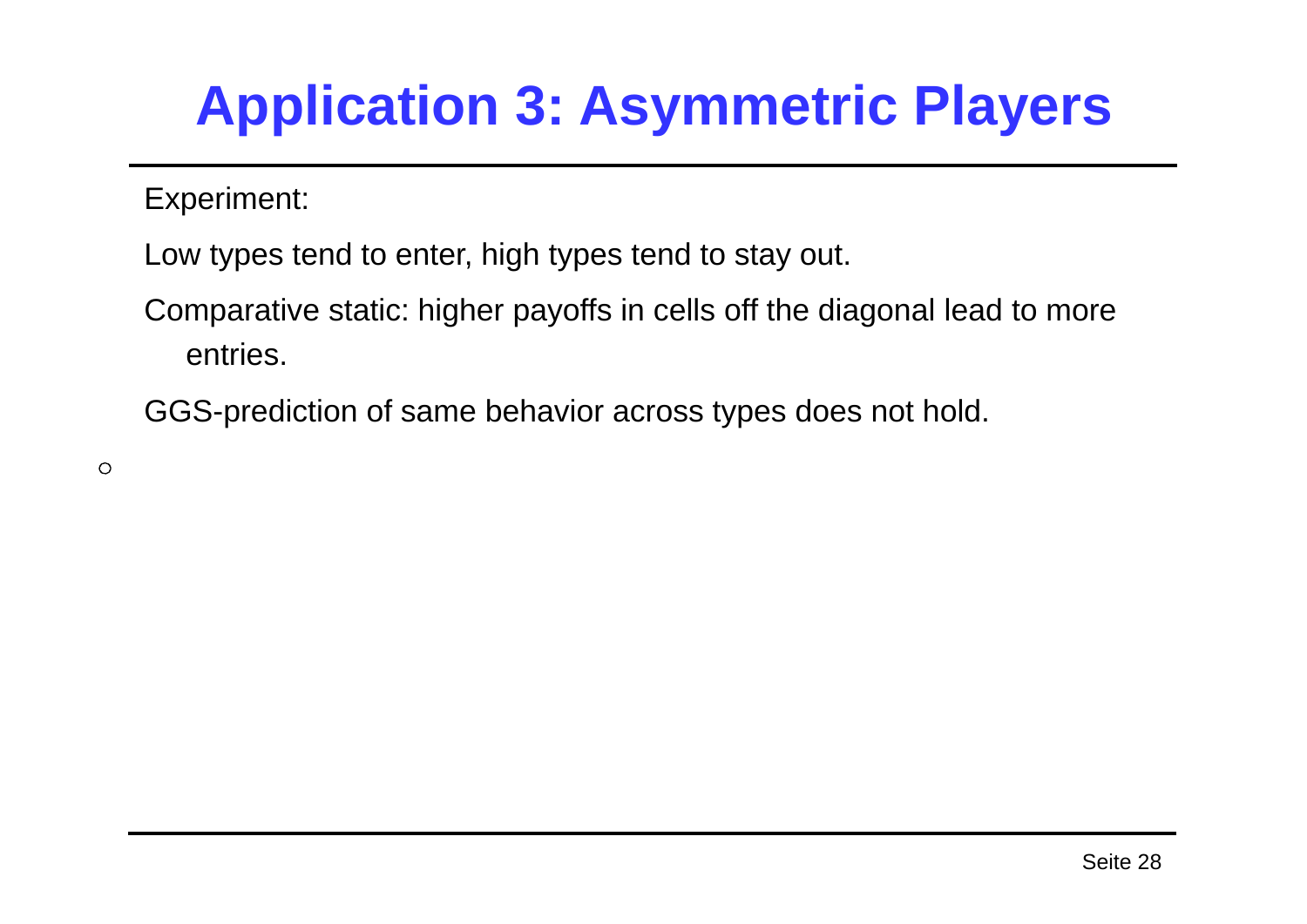# Application 3: Asymmetric Players

Experiment:

Low types tend to enter, high types tend to stay out.

Comparative static: higher payoffs in cells off the diagonal lead to more entries.

GGS-prediction of same behavior across types does not hold.

∘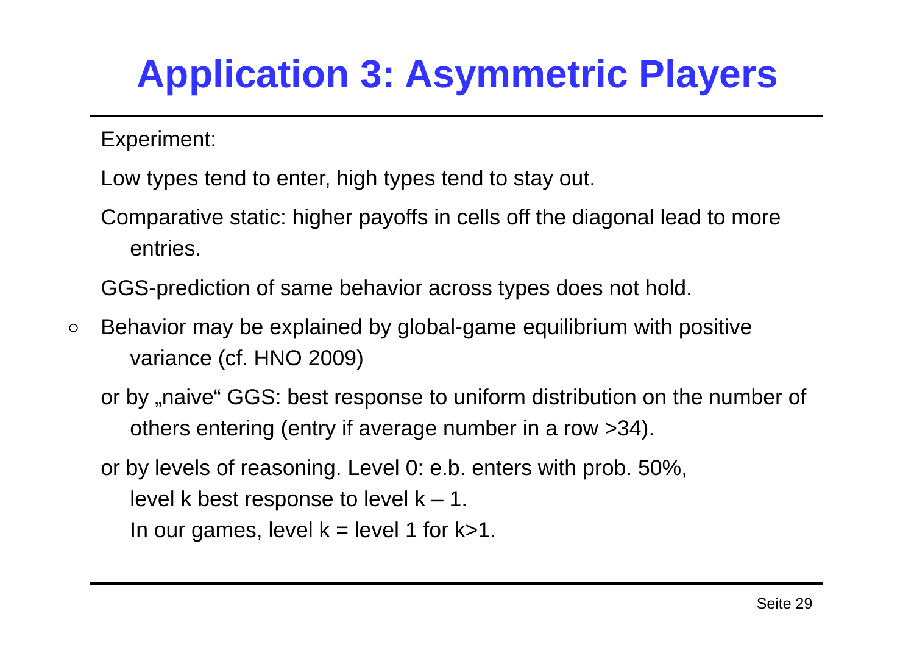# Application 3: Asymmetric Players

Experiment:

Low types tend to enter, high types tend to stay out.

Comparative static: higher payoffs in cells off the diagonal lead to more entries.

GGS-prediction of same behavior across types does not hold.

- Behavior may be explained by global-game equilibrium with positive variance (cf. HNO 2009)

  or by „naive" GGS: best response to uniform distribution on the number of others entering (entry if average number in a row >34).

  or by levels of reasoning. Level 0: e.b. enters with prob. 50%, level k best response to level k – 1. In our games, level k = level 1 for k>1.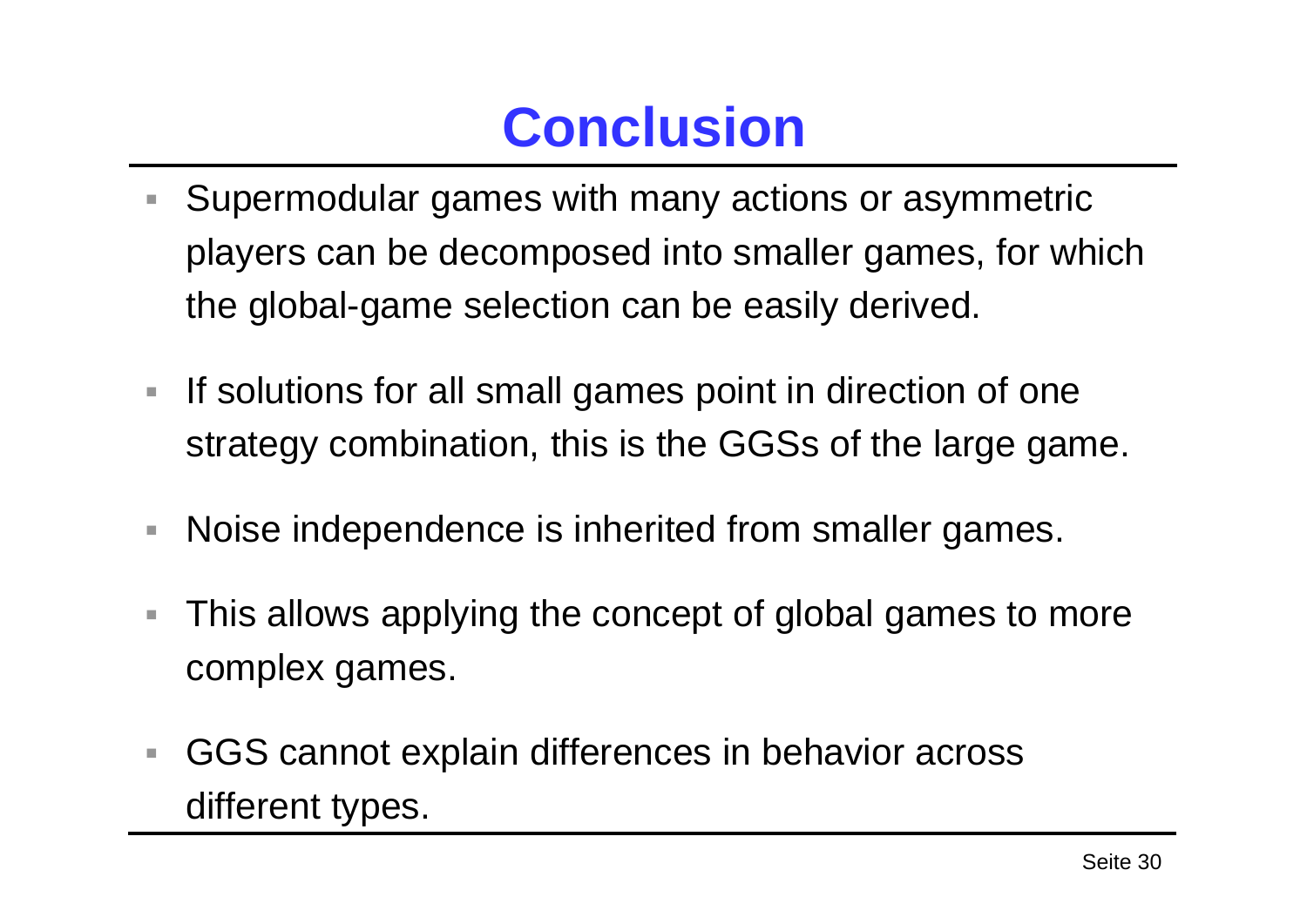# Conclusion

- Supermodular games with many actions or asymmetric players can be decomposed into smaller games, for which the global-game selection can be easily derived.
- If solutions for all small games point in direction of one strategy combination, this is the GGSs of the large game.
- Noise independence is inherited from smaller games.
- This allows applying the concept of global games to more complex games.
- GGS cannot explain differences in behavior across different types.